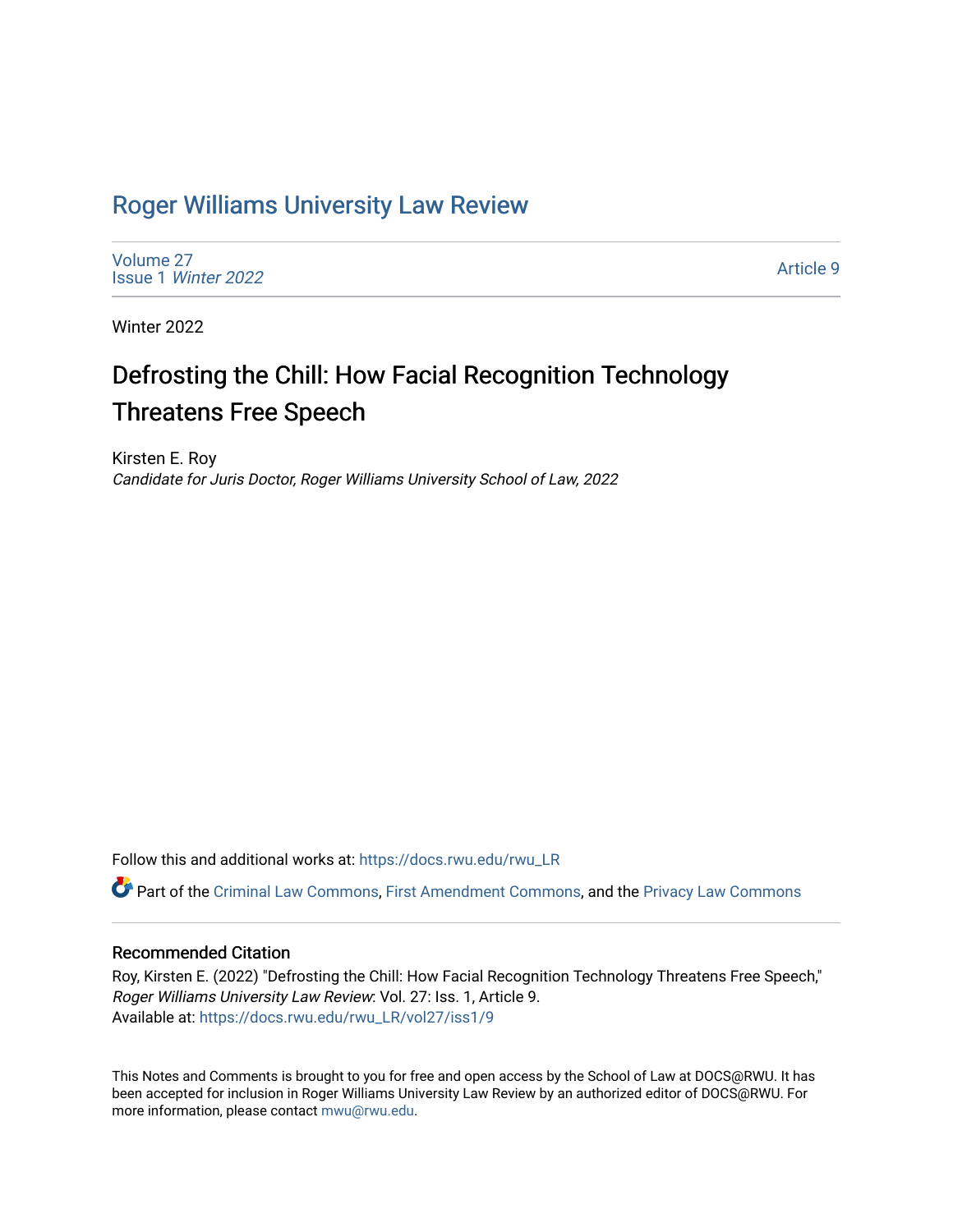# Roger Williams University Law Review

Volume 27
Issue 1 *Winter 2022*

Article 9

Winter 2022

## Defrosting the Chill: How Facial Recognition Technology Threatens Free Speech

Kirsten E. Roy
*Candidate for Juris Doctor, Roger Williams University School of Law, 2022*

Follow this and additional works at: https://docs.rwu.edu/rwu_LR

Part of the Criminal Law Commons, First Amendment Commons, and the Privacy Law Commons

### Recommended Citation

Roy, Kirsten E. (2022) "Defrosting the Chill: How Facial Recognition Technology Threatens Free Speech," *Roger Williams University Law Review*: Vol. 27: Iss. 1, Article 9.
Available at: https://docs.rwu.edu/rwu_LR/vol27/iss1/9

This Notes and Comments is brought to you for free and open access by the School of Law at DOCS@RWU. It has been accepted for inclusion in Roger Williams University Law Review by an authorized editor of DOCS@RWU. For more information, please contact mwu@rwu.edu.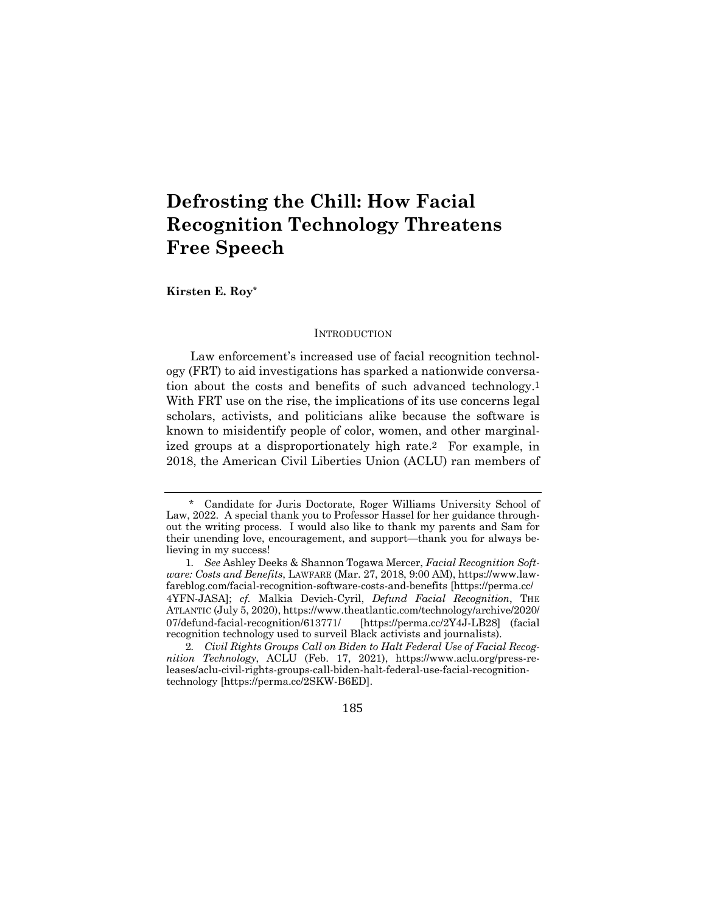# Defrosting the Chill: How Facial Recognition Technology Threatens Free Speech

**Kirsten E. Roy***

## INTRODUCTION

Law enforcement's increased use of facial recognition technology (FRT) to aid investigations has sparked a nationwide conversation about the costs and benefits of such advanced technology.[1] With FRT use on the rise, the implications of its use concerns legal scholars, activists, and politicians alike because the software is known to misidentify people of color, women, and other marginalized groups at a disproportionately high rate.[2] For example, in 2018, the American Civil Liberties Union (ACLU) ran members of

---

\* Candidate for Juris Doctorate, Roger Williams University School of Law, 2022. A special thank you to Professor Hassel for her guidance throughout the writing process. I would also like to thank my parents and Sam for their unending love, encouragement, and support—thank you for always believing in my success!

1. *See* Ashley Deeks & Shannon Togawa Mercer, *Facial Recognition Software: Costs and Benefits*, LAWFARE (Mar. 27, 2018, 9:00 AM), https://www.lawfareblog.com/facial-recognition-software-costs-and-benefits [https://perma.cc/4YFN-JASA]; *cf.* Malkia Devich-Cyril, *Defund Facial Recognition*, THE ATLANTIC (July 5, 2020), https://www.theatlantic.com/technology/archive/2020/07/defund-facial-recognition/613771/ [https://perma.cc/2Y4J-LB28] (facial recognition technology used to surveil Black activists and journalists).

2. *Civil Rights Groups Call on Biden to Halt Federal Use of Facial Recognition Technology*, ACLU (Feb. 17, 2021), https://www.aclu.org/press-releases/aclu-civil-rights-groups-call-biden-halt-federal-use-facial-recognition-technology [https://perma.cc/2SKW-B6ED].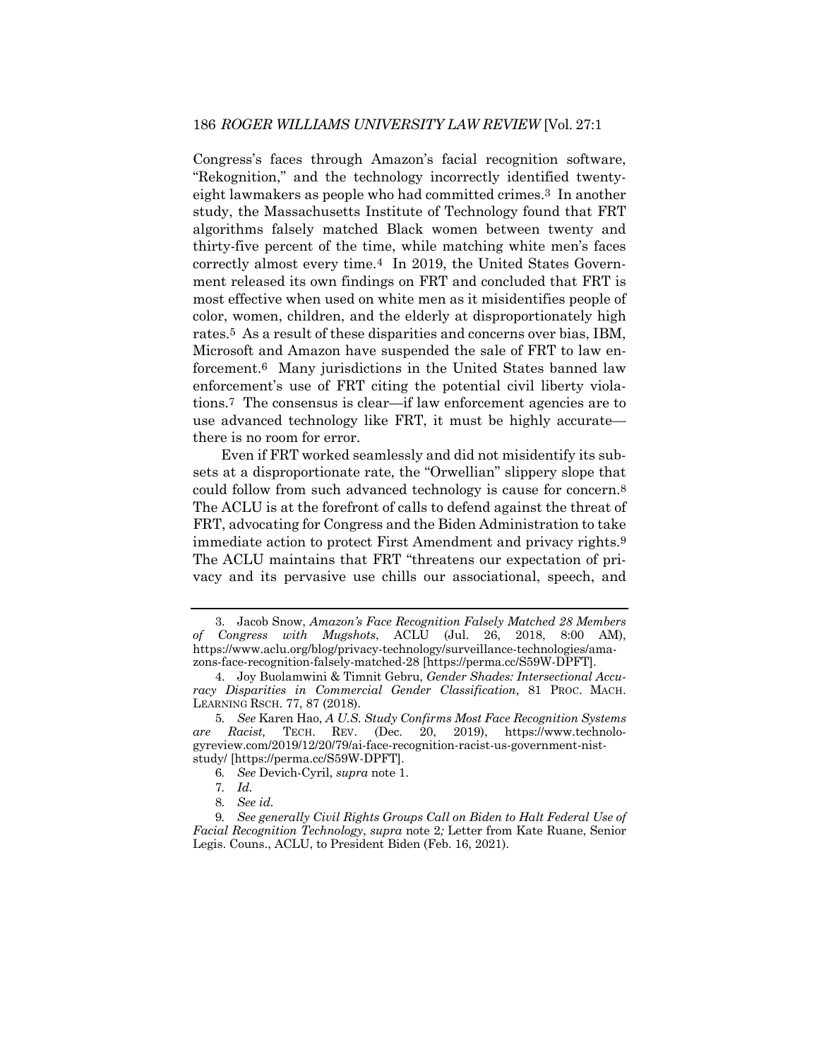Congress's faces through Amazon's facial recognition software, "Rekognition," and the technology incorrectly identified twenty-eight lawmakers as people who had committed crimes.[3] In another study, the Massachusetts Institute of Technology found that FRT algorithms falsely matched Black women between twenty and thirty-five percent of the time, while matching white men's faces correctly almost every time.[4] In 2019, the United States Government released its own findings on FRT and concluded that FRT is most effective when used on white men as it misidentifies people of color, women, children, and the elderly at disproportionately high rates.[5] As a result of these disparities and concerns over bias, IBM, Microsoft and Amazon have suspended the sale of FRT to law enforcement.[6] Many jurisdictions in the United States banned law enforcement's use of FRT citing the potential civil liberty violations.[7] The consensus is clear—if law enforcement agencies are to use advanced technology like FRT, it must be highly accurate—there is no room for error.

Even if FRT worked seamlessly and did not misidentify its subsets at a disproportionate rate, the "Orwellian" slippery slope that could follow from such advanced technology is cause for concern.[8] The ACLU is at the forefront of calls to defend against the threat of FRT, advocating for Congress and the Biden Administration to take immediate action to protect First Amendment and privacy rights.[9] The ACLU maintains that FRT "threatens our expectation of privacy and its pervasive use chills our associational, speech, and

---

3. Jacob Snow, *Amazon's Face Recognition Falsely Matched 28 Members of Congress with Mugshots*, ACLU (Jul. 26, 2018, 8:00 AM), https://www.aclu.org/blog/privacy-technology/surveillance-technologies/amazons-face-recognition-falsely-matched-28 [https://perma.cc/S59W-DPFT].

4. Joy Buolamwini & Timnit Gebru, *Gender Shades: Intersectional Accuracy Disparities in Commercial Gender Classification*, 81 PROC. MACH. LEARNING RSCH. 77, 87 (2018).

5. *See* Karen Hao, *A U.S. Study Confirms Most Face Recognition Systems are Racist,* TECH. REV. (Dec. 20, 2019), https://www.technologyreview.com/2019/12/20/79/ai-face-recognition-racist-us-government-nist-study/ [https://perma.cc/S59W-DPFT].

6. *See* Devich-Cyril, *supra* note 1.

7. *Id.*

8. *See id.*

9. *See generally Civil Rights Groups Call on Biden to Halt Federal Use of Facial Recognition Technology*, *supra* note 2*;* Letter from Kate Ruane, Senior Legis. Couns., ACLU, to President Biden (Feb. 16, 2021).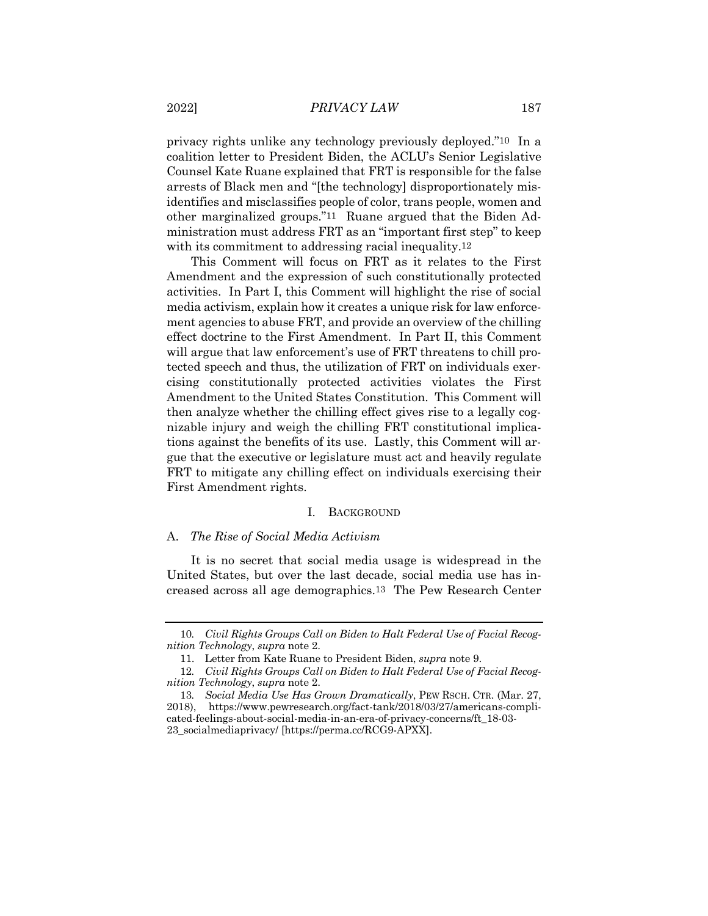privacy rights unlike any technology previously deployed."[10] In a coalition letter to President Biden, the ACLU's Senior Legislative Counsel Kate Ruane explained that FRT is responsible for the false arrests of Black men and "[the technology] disproportionately misidentifies and misclassifies people of color, trans people, women and other marginalized groups."[11] Ruane argued that the Biden Administration must address FRT as an "important first step" to keep with its commitment to addressing racial inequality.[12]

This Comment will focus on FRT as it relates to the First Amendment and the expression of such constitutionally protected activities. In Part I, this Comment will highlight the rise of social media activism, explain how it creates a unique risk for law enforcement agencies to abuse FRT, and provide an overview of the chilling effect doctrine to the First Amendment. In Part II, this Comment will argue that law enforcement's use of FRT threatens to chill protected speech and thus, the utilization of FRT on individuals exercising constitutionally protected activities violates the First Amendment to the United States Constitution. This Comment will then analyze whether the chilling effect gives rise to a legally cognizable injury and weigh the chilling FRT constitutional implications against the benefits of its use. Lastly, this Comment will argue that the executive or legislature must act and heavily regulate FRT to mitigate any chilling effect on individuals exercising their First Amendment rights.

## I. BACKGROUND

### A. *The Rise of Social Media Activism*

It is no secret that social media usage is widespread in the United States, but over the last decade, social media use has increased across all age demographics.[13] The Pew Research Center

---

10. *Civil Rights Groups Call on Biden to Halt Federal Use of Facial Recognition Technology*, *supra* note 2.

11. Letter from Kate Ruane to President Biden, *supra* note 9.

12. *Civil Rights Groups Call on Biden to Halt Federal Use of Facial Recognition Technology*, *supra* note 2.

13. *Social Media Use Has Grown Dramatically*, PEW RSCH. CTR. (Mar. 27, 2018), https://www.pewresearch.org/fact-tank/2018/03/27/americans-complicated-feelings-about-social-media-in-an-era-of-privacy-concerns/ft_18-03-23_socialmediaprivacy/ [https://perma.cc/RCG9-APXX].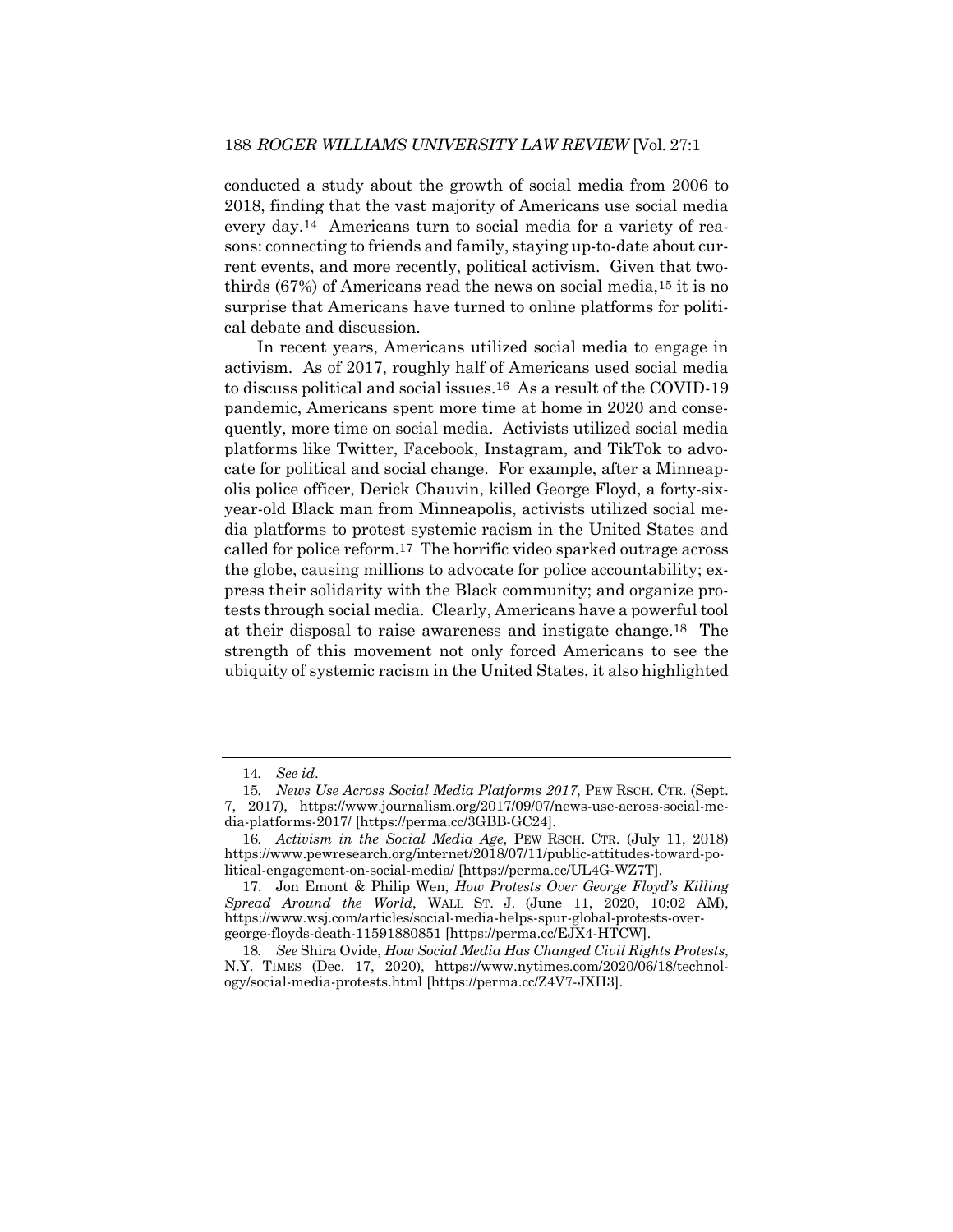conducted a study about the growth of social media from 2006 to 2018, finding that the vast majority of Americans use social media every day.[14] Americans turn to social media for a variety of reasons: connecting to friends and family, staying up-to-date about current events, and more recently, political activism. Given that two-thirds (67%) of Americans read the news on social media,[15] it is no surprise that Americans have turned to online platforms for political debate and discussion.

In recent years, Americans utilized social media to engage in activism. As of 2017, roughly half of Americans used social media to discuss political and social issues.[16] As a result of the COVID-19 pandemic, Americans spent more time at home in 2020 and consequently, more time on social media. Activists utilized social media platforms like Twitter, Facebook, Instagram, and TikTok to advocate for political and social change. For example, after a Minneapolis police officer, Derick Chauvin, killed George Floyd, a forty-six-year-old Black man from Minneapolis, activists utilized social media platforms to protest systemic racism in the United States and called for police reform.[17] The horrific video sparked outrage across the globe, causing millions to advocate for police accountability; express their solidarity with the Black community; and organize protests through social media. Clearly, Americans have a powerful tool at their disposal to raise awareness and instigate change.[18] The strength of this movement not only forced Americans to see the ubiquity of systemic racism in the United States, it also highlighted

---

14. *See id*.

15. *News Use Across Social Media Platforms 2017*, PEW RSCH. CTR. (Sept. 7, 2017), https://www.journalism.org/2017/09/07/news-use-across-social-media-platforms-2017/ [https://perma.cc/3GBB-GC24].

16. *Activism in the Social Media Age*, PEW RSCH. CTR. (July 11, 2018) https://www.pewresearch.org/internet/2018/07/11/public-attitudes-toward-political-engagement-on-social-media/ [https://perma.cc/UL4G-WZ7T].

17. Jon Emont & Philip Wen, *How Protests Over George Floyd's Killing Spread Around the World*, WALL ST. J. (June 11, 2020, 10:02 AM), https://www.wsj.com/articles/social-media-helps-spur-global-protests-over-george-floyds-death-11591880851 [https://perma.cc/EJX4-HTCW].

18. *See* Shira Ovide, *How Social Media Has Changed Civil Rights Protests*, N.Y. TIMES (Dec. 17, 2020), https://www.nytimes.com/2020/06/18/technology/social-media-protests.html [https://perma.cc/Z4V7-JXH3].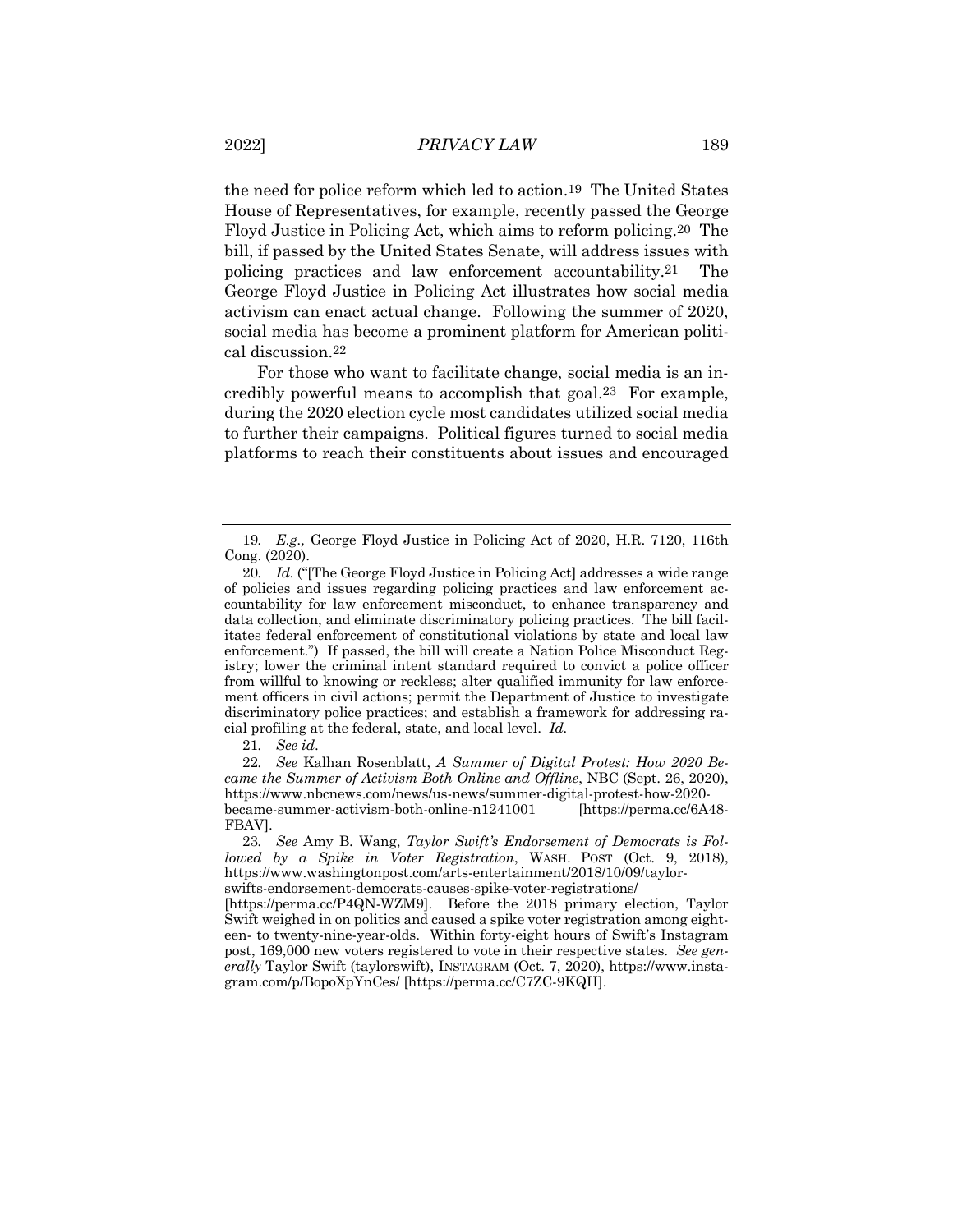the need for police reform which led to action.[19] The United States House of Representatives, for example, recently passed the George Floyd Justice in Policing Act, which aims to reform policing.[20] The bill, if passed by the United States Senate, will address issues with policing practices and law enforcement accountability.[21] The George Floyd Justice in Policing Act illustrates how social media activism can enact actual change. Following the summer of 2020, social media has become a prominent platform for American political discussion.[22]

For those who want to facilitate change, social media is an incredibly powerful means to accomplish that goal.[23] For example, during the 2020 election cycle most candidates utilized social media to further their campaigns. Political figures turned to social media platforms to reach their constituents about issues and encouraged

---

19. *E.g.,* George Floyd Justice in Policing Act of 2020, H.R. 7120, 116th Cong. (2020).

20. *Id.* ("[The George Floyd Justice in Policing Act] addresses a wide range of policies and issues regarding policing practices and law enforcement accountability for law enforcement misconduct, to enhance transparency and data collection, and eliminate discriminatory policing practices. The bill facilitates federal enforcement of constitutional violations by state and local law enforcement.") If passed, the bill will create a Nation Police Misconduct Registry; lower the criminal intent standard required to convict a police officer from willful to knowing or reckless; alter qualified immunity for law enforcement officers in civil actions; permit the Department of Justice to investigate discriminatory police practices; and establish a framework for addressing racial profiling at the federal, state, and local level. *Id.*

21. *See id*.

22. *See* Kalhan Rosenblatt, *A Summer of Digital Protest: How 2020 Became the Summer of Activism Both Online and Offline*, NBC (Sept. 26, 2020), https://www.nbcnews.com/news/us-news/summer-digital-protest-how-2020-became-summer-activism-both-online-n1241001 [https://perma.cc/6A48-FBAV].

23. *See* Amy B. Wang, *Taylor Swift's Endorsement of Democrats is Followed by a Spike in Voter Registration*, WASH. POST (Oct. 9, 2018), https://www.washingtonpost.com/arts-entertainment/2018/10/09/taylor-swifts-endorsement-democrats-causes-spike-voter-registrations/ [https://perma.cc/P4QN-WZM9]. Before the 2018 primary election, Taylor Swift weighed in on politics and caused a spike voter registration among eighteen- to twenty-nine-year-olds. Within forty-eight hours of Swift's Instagram post, 169,000 new voters registered to vote in their respective states. *See generally* Taylor Swift (taylorswift), INSTAGRAM (Oct. 7, 2020), https://www.instagram.com/p/BopoXpYnCes/ [https://perma.cc/C7ZC-9KQH].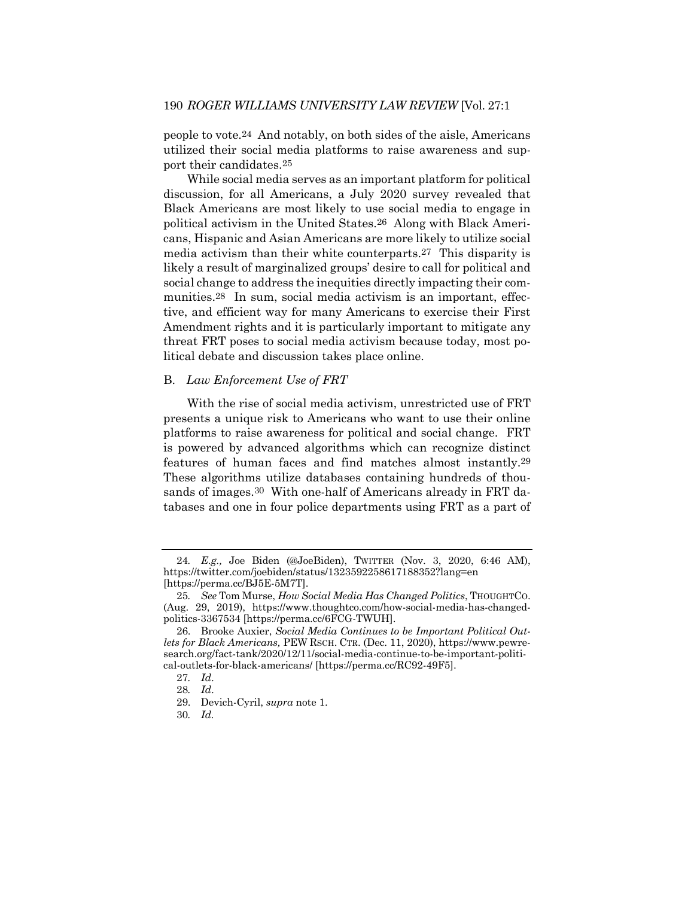people to vote.[24] And notably, on both sides of the aisle, Americans utilized their social media platforms to raise awareness and support their candidates.[25]

While social media serves as an important platform for political discussion, for all Americans, a July 2020 survey revealed that Black Americans are most likely to use social media to engage in political activism in the United States.[26] Along with Black Americans, Hispanic and Asian Americans are more likely to utilize social media activism than their white counterparts.[27] This disparity is likely a result of marginalized groups' desire to call for political and social change to address the inequities directly impacting their communities.[28] In sum, social media activism is an important, effective, and efficient way for many Americans to exercise their First Amendment rights and it is particularly important to mitigate any threat FRT poses to social media activism because today, most political debate and discussion takes place online.

## B. *Law Enforcement Use of FRT*

With the rise of social media activism, unrestricted use of FRT presents a unique risk to Americans who want to use their online platforms to raise awareness for political and social change. FRT is powered by advanced algorithms which can recognize distinct features of human faces and find matches almost instantly.[29] These algorithms utilize databases containing hundreds of thousands of images.[30] With one-half of Americans already in FRT databases and one in four police departments using FRT as a part of

---

24. *E.g.,* Joe Biden (@JoeBiden), TWITTER (Nov. 3, 2020, 6:46 AM), https://twitter.com/joebiden/status/1323592258617188352?lang=en [https://perma.cc/BJ5E-5M7T].

25. *See* Tom Murse, *How Social Media Has Changed Politics*, THOUGHTCO. (Aug. 29, 2019), https://www.thoughtco.com/how-social-media-has-changed-politics-3367534 [https://perma.cc/6FCG-TWUH].

26. Brooke Auxier, *Social Media Continues to be Important Political Outlets for Black Americans,* PEW RSCH. CTR. (Dec. 11, 2020), https://www.pewresearch.org/fact-tank/2020/12/11/social-media-continue-to-be-important-political-outlets-for-black-americans/ [https://perma.cc/RC92-49F5].

27. *Id*.

28. *Id*.

29. Devich-Cyril, *supra* note 1.

30. *Id.*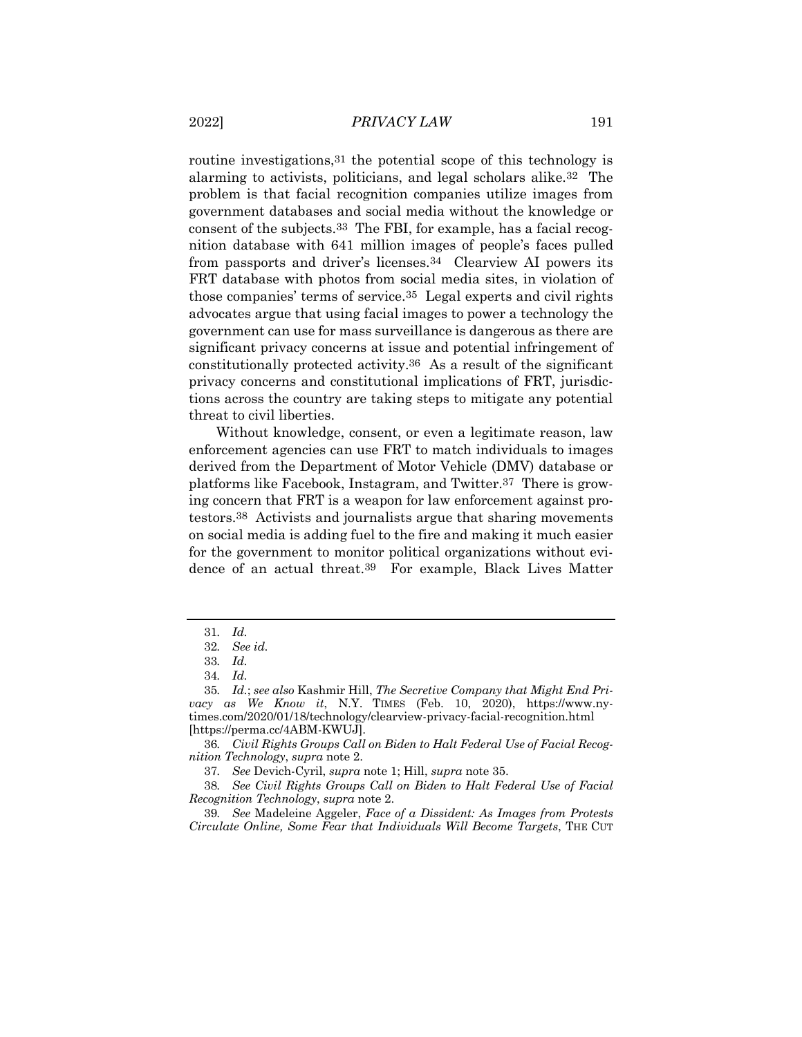routine investigations,[31] the potential scope of this technology is alarming to activists, politicians, and legal scholars alike.[32] The problem is that facial recognition companies utilize images from government databases and social media without the knowledge or consent of the subjects.[33] The FBI, for example, has a facial recognition database with 641 million images of people's faces pulled from passports and driver's licenses.[34] Clearview AI powers its FRT database with photos from social media sites, in violation of those companies' terms of service.[35] Legal experts and civil rights advocates argue that using facial images to power a technology the government can use for mass surveillance is dangerous as there are significant privacy concerns at issue and potential infringement of constitutionally protected activity.[36] As a result of the significant privacy concerns and constitutional implications of FRT, jurisdictions across the country are taking steps to mitigate any potential threat to civil liberties.

Without knowledge, consent, or even a legitimate reason, law enforcement agencies can use FRT to match individuals to images derived from the Department of Motor Vehicle (DMV) database or platforms like Facebook, Instagram, and Twitter.[37] There is growing concern that FRT is a weapon for law enforcement against protestors.[38] Activists and journalists argue that sharing movements on social media is adding fuel to the fire and making it much easier for the government to monitor political organizations without evidence of an actual threat.[39] For example, Black Lives Matter

---

31. *Id.*

32. *See id.*

33. *Id.*

34. *Id.*

35. *Id.*; *see also* Kashmir Hill, *The Secretive Company that Might End Privacy as We Know it*, N.Y. TIMES (Feb. 10, 2020), https://www.nytimes.com/2020/01/18/technology/clearview-privacy-facial-recognition.html [https://perma.cc/4ABM-KWUJ].

36. *Civil Rights Groups Call on Biden to Halt Federal Use of Facial Recognition Technology*, *supra* note 2.

37. *See* Devich-Cyril, *supra* note 1; Hill, *supra* note 35.

38. *See Civil Rights Groups Call on Biden to Halt Federal Use of Facial Recognition Technology*, *supra* note 2.

39. *See* Madeleine Aggeler, *Face of a Dissident: As Images from Protests Circulate Online, Some Fear that Individuals Will Become Targets*, THE CUT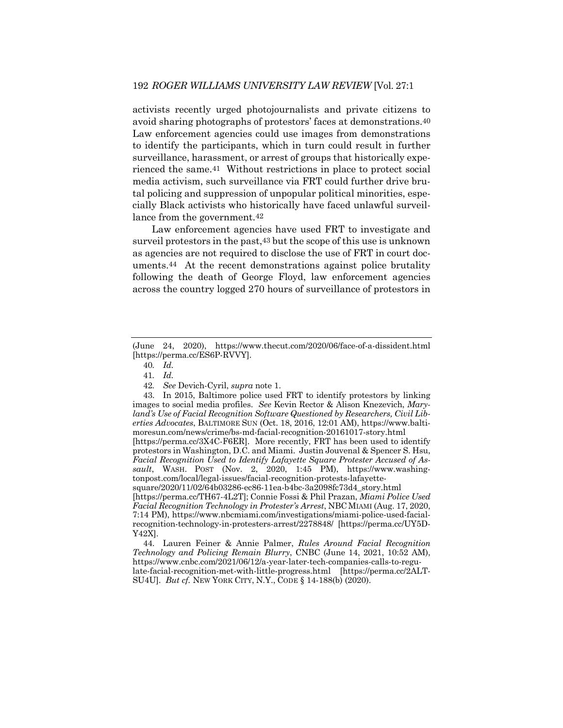activists recently urged photojournalists and private citizens to avoid sharing photographs of protestors' faces at demonstrations.[40] Law enforcement agencies could use images from demonstrations to identify the participants, which in turn could result in further surveillance, harassment, or arrest of groups that historically experienced the same.[41] Without restrictions in place to protect social media activism, such surveillance via FRT could further drive brutal policing and suppression of unpopular political minorities, especially Black activists who historically have faced unlawful surveillance from the government.[42]

Law enforcement agencies have used FRT to investigate and surveil protestors in the past,[43] but the scope of this use is unknown as agencies are not required to disclose the use of FRT in court documents.[44] At the recent demonstrations against police brutality following the death of George Floyd, law enforcement agencies across the country logged 270 hours of surveillance of protestors in

---

(June 24, 2020), https://www.thecut.com/2020/06/face-of-a-dissident.html [https://perma.cc/ES6P-RVVY].

40. *Id.*

41. *Id.*

42. *See* Devich-Cyril, *supra* note 1.

43. In 2015, Baltimore police used FRT to identify protestors by linking images to social media profiles. *See* Kevin Rector & Alison Knezevich, *Maryland's Use of Facial Recognition Software Questioned by Researchers, Civil Liberties Advocates*, BALTIMORE SUN (Oct. 18, 2016, 12:01 AM), https://www.baltimoresun.com/news/crime/bs-md-facial-recognition-20161017-story.html [https://perma.cc/3X4C-F6ER]. More recently, FRT has been used to identify protestors in Washington, D.C. and Miami. Justin Jouvenal & Spencer S. Hsu, *Facial Recognition Used to Identify Lafayette Square Protester Accused of Assault*, WASH. POST (Nov. 2, 2020, 1:45 PM), https://www.washingtonpost.com/local/legal-issues/facial-recognition-protests-lafayette-square/2020/11/02/64b03286-ec86-11ea-b4bc-3a2098fc73d4_story.html [https://perma.cc/TH67-4L2T]; Connie Fossi & Phil Prazan, *Miami Police Used Facial Recognition Technology in Protester's Arrest*, NBC MIAMI (Aug. 17, 2020, 7:14 PM), https://www.nbcmiami.com/investigations/miami-police-used-facial-recognition-technology-in-protesters-arrest/2278848/ [https://perma.cc/UY5D-Y42X].

44. Lauren Feiner & Annie Palmer, *Rules Around Facial Recognition Technology and Policing Remain Blurry*, CNBC (June 14, 2021, 10:52 AM), https://www.cnbc.com/2021/06/12/a-year-later-tech-companies-calls-to-regulate-facial-recognition-met-with-little-progress.html [https://perma.cc/2ALT-SU4U]. *But cf.* NEW YORK CITY, N.Y., CODE § 14-188(b) (2020).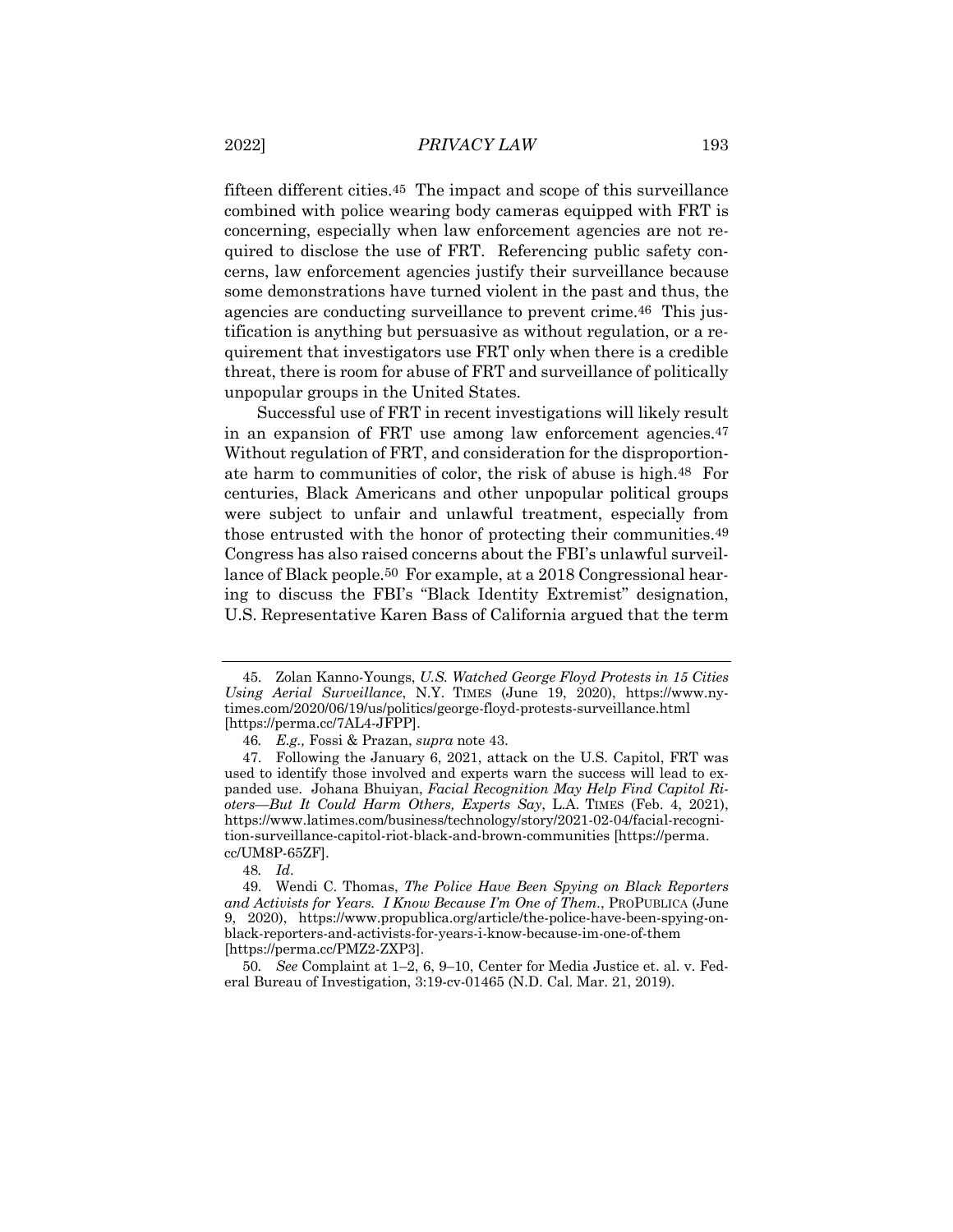fifteen different cities.[45] The impact and scope of this surveillance combined with police wearing body cameras equipped with FRT is concerning, especially when law enforcement agencies are not required to disclose the use of FRT. Referencing public safety concerns, law enforcement agencies justify their surveillance because some demonstrations have turned violent in the past and thus, the agencies are conducting surveillance to prevent crime.[46] This justification is anything but persuasive as without regulation, or a requirement that investigators use FRT only when there is a credible threat, there is room for abuse of FRT and surveillance of politically unpopular groups in the United States.

Successful use of FRT in recent investigations will likely result in an expansion of FRT use among law enforcement agencies.[47] Without regulation of FRT, and consideration for the disproportionate harm to communities of color, the risk of abuse is high.[48] For centuries, Black Americans and other unpopular political groups were subject to unfair and unlawful treatment, especially from those entrusted with the honor of protecting their communities.[49] Congress has also raised concerns about the FBI's unlawful surveillance of Black people.[50] For example, at a 2018 Congressional hearing to discuss the FBI's "Black Identity Extremist" designation, U.S. Representative Karen Bass of California argued that the term

---

45. Zolan Kanno-Youngs, *U.S. Watched George Floyd Protests in 15 Cities Using Aerial Surveillance*, N.Y. TIMES (June 19, 2020), https://www.nytimes.com/2020/06/19/us/politics/george-floyd-protests-surveillance.html [https://perma.cc/7AL4-JFPP].

46. *E.g.,* Fossi & Prazan, *supra* note 43.

47. Following the January 6, 2021, attack on the U.S. Capitol, FRT was used to identify those involved and experts warn the success will lead to expanded use. Johana Bhuiyan, *Facial Recognition May Help Find Capitol Rioters—But It Could Harm Others, Experts Say*, L.A. TIMES (Feb. 4, 2021), https://www.latimes.com/business/technology/story/2021-02-04/facial-recognition-surveillance-capitol-riot-black-and-brown-communities [https://perma.cc/UM8P-65ZF].

48. *Id*.

49. Wendi C. Thomas, *The Police Have Been Spying on Black Reporters and Activists for Years. I Know Because I'm One of Them.*, PROPUBLICA (June 9, 2020), https://www.propublica.org/article/the-police-have-been-spying-on-black-reporters-and-activists-for-years-i-know-because-im-one-of-them [https://perma.cc/PMZ2-ZXP3].

50. *See* Complaint at 1–2, 6, 9–10, Center for Media Justice et. al. v. Federal Bureau of Investigation, 3:19-cv-01465 (N.D. Cal. Mar. 21, 2019).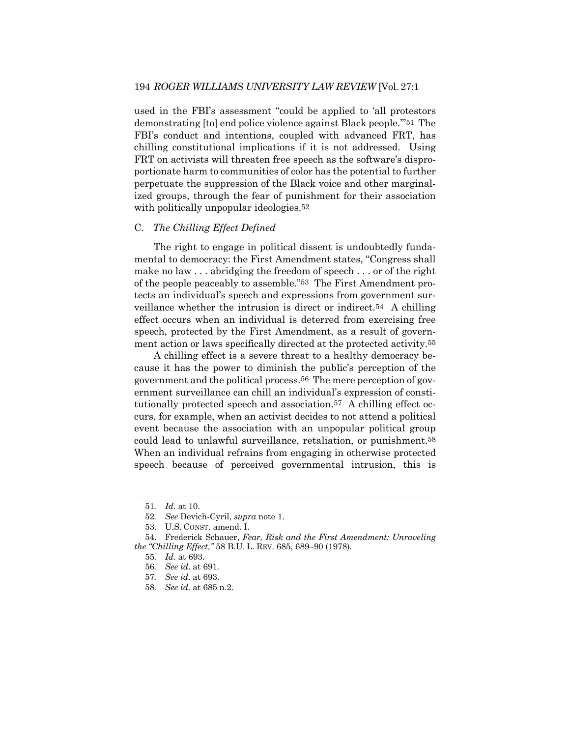used in the FBI's assessment "could be applied to 'all protestors demonstrating [to] end police violence against Black people.'"[51] The FBI's conduct and intentions, coupled with advanced FRT, has chilling constitutional implications if it is not addressed. Using FRT on activists will threaten free speech as the software's disproportionate harm to communities of color has the potential to further perpetuate the suppression of the Black voice and other marginalized groups, through the fear of punishment for their association with politically unpopular ideologies.[52]

### C. *The Chilling Effect Defined*

The right to engage in political dissent is undoubtedly fundamental to democracy: the First Amendment states, "Congress shall make no law . . . abridging the freedom of speech . . . or of the right of the people peaceably to assemble."[53] The First Amendment protects an individual's speech and expressions from government surveillance whether the intrusion is direct or indirect.[54] A chilling effect occurs when an individual is deterred from exercising free speech, protected by the First Amendment, as a result of government action or laws specifically directed at the protected activity.[55]

A chilling effect is a severe threat to a healthy democracy because it has the power to diminish the public's perception of the government and the political process.[56] The mere perception of government surveillance can chill an individual's expression of constitutionally protected speech and association.[57] A chilling effect occurs, for example, when an activist decides to not attend a political event because the association with an unpopular political group could lead to unlawful surveillance, retaliation, or punishment.[58] When an individual refrains from engaging in otherwise protected speech because of perceived governmental intrusion, this is

---

51. *Id.* at 10.

52. *See* Devich-Cyril, *supra* note 1.

53. U.S. CONST. amend. I.

54. Frederick Schauer, *Fear, Risk and the First Amendment: Unraveling the "Chilling Effect,"* 58 B.U. L. REV. 685, 689–90 (1978).

55. *Id*. at 693.

56. *See id*. at 691.

57. *See id.* at 693.

58. *See id.* at 685 n.2.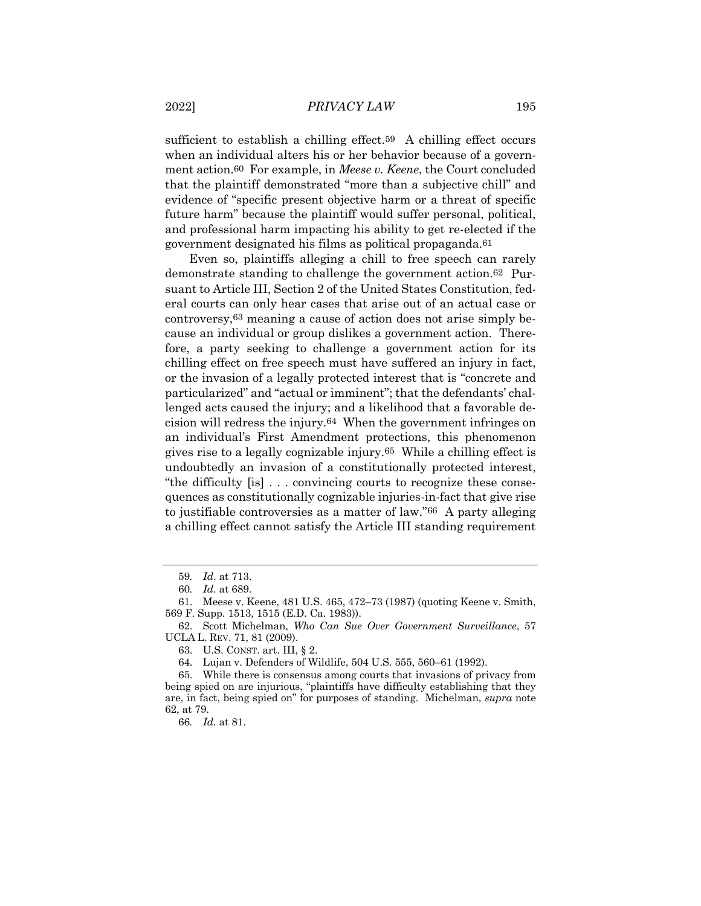sufficient to establish a chilling effect.[59] A chilling effect occurs when an individual alters his or her behavior because of a government action.[60] For example, in *Meese v. Keene*, the Court concluded that the plaintiff demonstrated "more than a subjective chill" and evidence of "specific present objective harm or a threat of specific future harm" because the plaintiff would suffer personal, political, and professional harm impacting his ability to get re-elected if the government designated his films as political propaganda.[61]

Even so, plaintiffs alleging a chill to free speech can rarely demonstrate standing to challenge the government action.[62] Pursuant to Article III, Section 2 of the United States Constitution, federal courts can only hear cases that arise out of an actual case or controversy,[63] meaning a cause of action does not arise simply because an individual or group dislikes a government action. Therefore, a party seeking to challenge a government action for its chilling effect on free speech must have suffered an injury in fact, or the invasion of a legally protected interest that is "concrete and particularized" and "actual or imminent"; that the defendants' challenged acts caused the injury; and a likelihood that a favorable decision will redress the injury.[64] When the government infringes on an individual's First Amendment protections, this phenomenon gives rise to a legally cognizable injury.[65] While a chilling effect is undoubtedly an invasion of a constitutionally protected interest, "the difficulty [is] . . . convincing courts to recognize these consequences as constitutionally cognizable injuries-in-fact that give rise to justifiable controversies as a matter of law."[66] A party alleging a chilling effect cannot satisfy the Article III standing requirement

---

59. *Id*. at 713.

60. *Id*. at 689.

61. Meese v. Keene, 481 U.S. 465, 472–73 (1987) (quoting Keene v. Smith, 569 F. Supp. 1513, 1515 (E.D. Ca. 1983)).

62. Scott Michelman, *Who Can Sue Over Government Surveillance*, 57 UCLA L. REV. 71, 81 (2009).

63. U.S. CONST. art. III, § 2.

64. Lujan v. Defenders of Wildlife, 504 U.S. 555, 560–61 (1992).

65. While there is consensus among courts that invasions of privacy from being spied on are injurious, "plaintiffs have difficulty establishing that they are, in fact, being spied on" for purposes of standing. Michelman, *supra* note 62, at 79.

66. *Id*. at 81.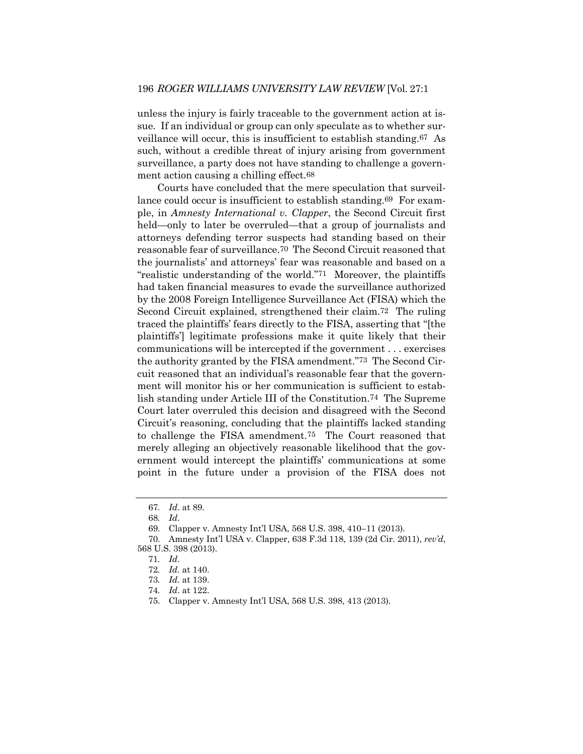unless the injury is fairly traceable to the government action at issue. If an individual or group can only speculate as to whether surveillance will occur, this is insufficient to establish standing.[67] As such, without a credible threat of injury arising from government surveillance, a party does not have standing to challenge a government action causing a chilling effect.[68]

Courts have concluded that the mere speculation that surveillance could occur is insufficient to establish standing.[69] For example, in *Amnesty International v. Clapper*, the Second Circuit first held—only to later be overruled—that a group of journalists and attorneys defending terror suspects had standing based on their reasonable fear of surveillance.[70] The Second Circuit reasoned that the journalists' and attorneys' fear was reasonable and based on a "realistic understanding of the world."[71] Moreover, the plaintiffs had taken financial measures to evade the surveillance authorized by the 2008 Foreign Intelligence Surveillance Act (FISA) which the Second Circuit explained, strengthened their claim.[72] The ruling traced the plaintiffs' fears directly to the FISA, asserting that "[the plaintiffs'] legitimate professions make it quite likely that their communications will be intercepted if the government . . . exercises the authority granted by the FISA amendment."[73] The Second Circuit reasoned that an individual's reasonable fear that the government will monitor his or her communication is sufficient to establish standing under Article III of the Constitution.[74] The Supreme Court later overruled this decision and disagreed with the Second Circuit's reasoning, concluding that the plaintiffs lacked standing to challenge the FISA amendment.[75] The Court reasoned that merely alleging an objectively reasonable likelihood that the government would intercept the plaintiffs' communications at some point in the future under a provision of the FISA does not

---

67. *Id*. at 89.

68. *Id*.

69. Clapper v. Amnesty Int'l USA, 568 U.S. 398, 410–11 (2013).

70. Amnesty Int'l USA v. Clapper, 638 F.3d 118, 139 (2d Cir. 2011), *rev'd*, 568 U.S. 398 (2013).

71. *Id*.

72. *Id*. at 140.

73. *Id*. at 139.

74. *Id*. at 122.

75. Clapper v. Amnesty Int'l USA, 568 U.S. 398, 413 (2013).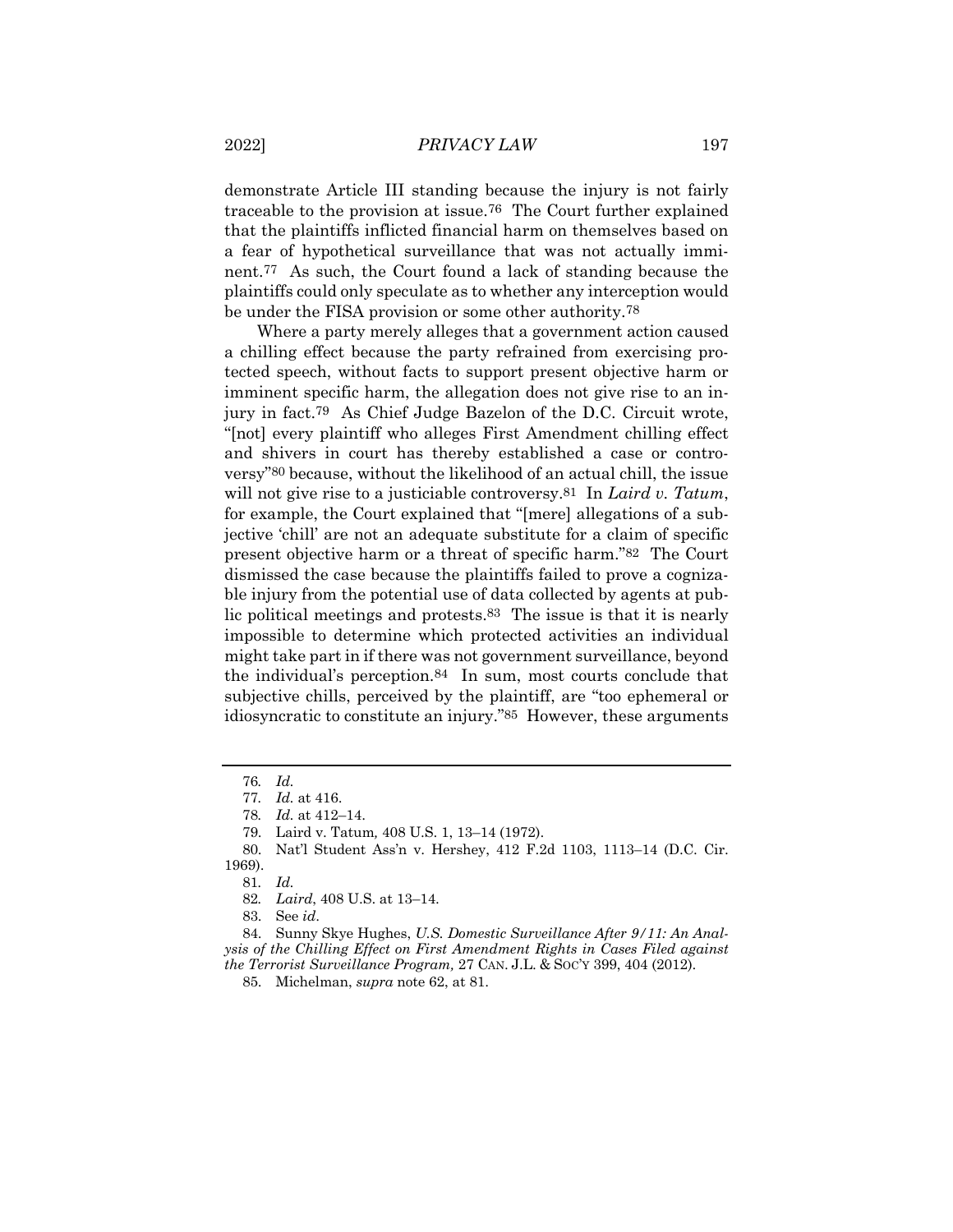demonstrate Article III standing because the injury is not fairly traceable to the provision at issue.[76] The Court further explained that the plaintiffs inflicted financial harm on themselves based on a fear of hypothetical surveillance that was not actually imminent.[77] As such, the Court found a lack of standing because the plaintiffs could only speculate as to whether any interception would be under the FISA provision or some other authority.[78]

Where a party merely alleges that a government action caused a chilling effect because the party refrained from exercising protected speech, without facts to support present objective harm or imminent specific harm, the allegation does not give rise to an injury in fact.[79] As Chief Judge Bazelon of the D.C. Circuit wrote, "[not] every plaintiff who alleges First Amendment chilling effect and shivers in court has thereby established a case or controversy"[80] because, without the likelihood of an actual chill, the issue will not give rise to a justiciable controversy.[81] In *Laird v. Tatum*, for example, the Court explained that "[mere] allegations of a subjective 'chill' are not an adequate substitute for a claim of specific present objective harm or a threat of specific harm."[82] The Court dismissed the case because the plaintiffs failed to prove a cognizable injury from the potential use of data collected by agents at public political meetings and protests.[83] The issue is that it is nearly impossible to determine which protected activities an individual might take part in if there was not government surveillance, beyond the individual's perception.[84] In sum, most courts conclude that subjective chills, perceived by the plaintiff, are "too ephemeral or idiosyncratic to constitute an injury."[85] However, these arguments

---

76. *Id.*

77. *Id.* at 416.

78. *Id.* at 412–14.

79. Laird v. Tatum*,* 408 U.S. 1, 13–14 (1972).

80. Nat'l Student Ass'n v. Hershey, 412 F.2d 1103, 1113–14 (D.C. Cir. 1969).

81. *Id.*

82. *Laird*, 408 U.S. at 13–14.

83. See *id*.

84. Sunny Skye Hughes, *U.S. Domestic Surveillance After 9/11: An Analysis of the Chilling Effect on First Amendment Rights in Cases Filed against the Terrorist Surveillance Program,* 27 CAN. J.L. & SOC'Y 399, 404 (2012).

85. Michelman, *supra* note 62, at 81.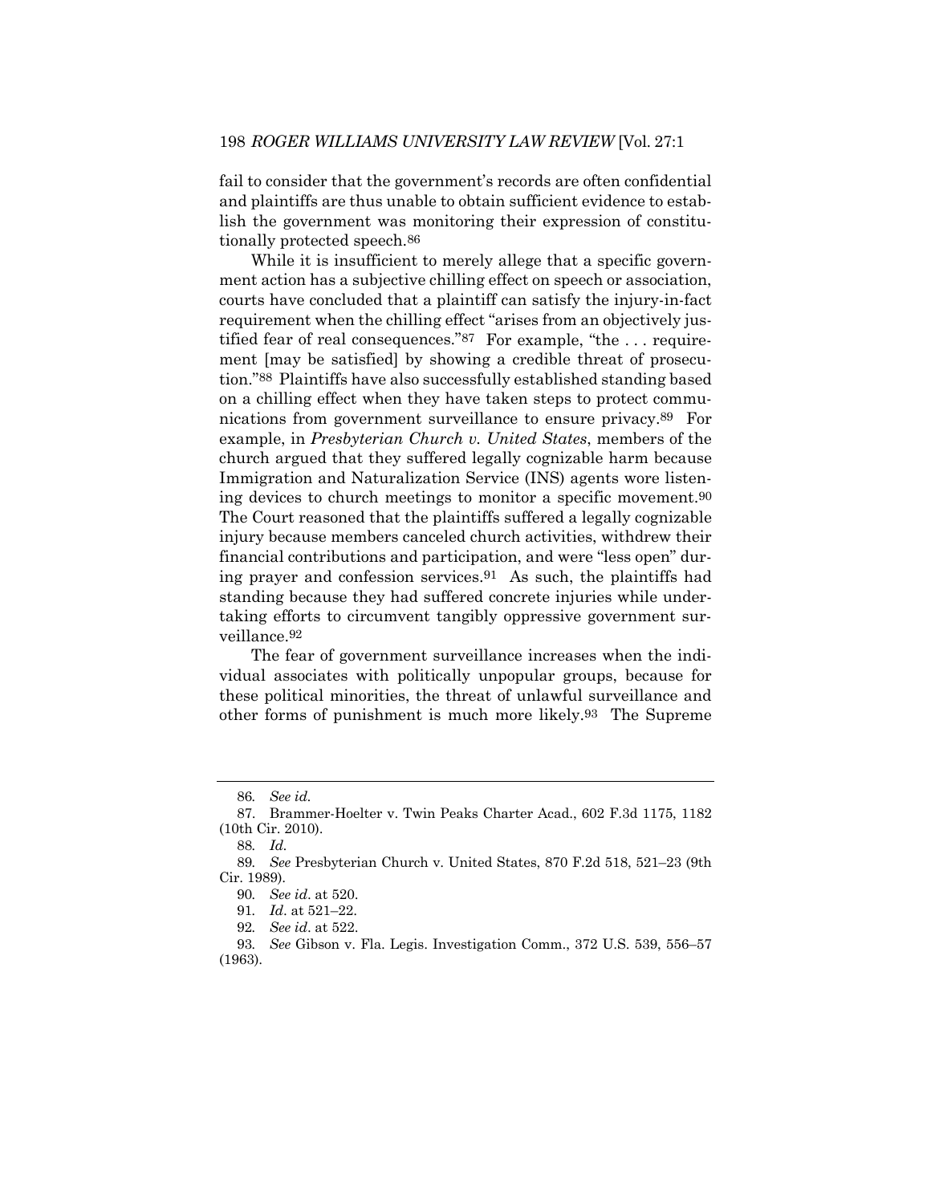fail to consider that the government's records are often confidential and plaintiffs are thus unable to obtain sufficient evidence to establish the government was monitoring their expression of constitutionally protected speech.[86]

While it is insufficient to merely allege that a specific government action has a subjective chilling effect on speech or association, courts have concluded that a plaintiff can satisfy the injury-in-fact requirement when the chilling effect "arises from an objectively justified fear of real consequences."[87] For example, "the . . . requirement [may be satisfied] by showing a credible threat of prosecution."[88] Plaintiffs have also successfully established standing based on a chilling effect when they have taken steps to protect communications from government surveillance to ensure privacy.[89] For example, in *Presbyterian Church v. United States*, members of the church argued that they suffered legally cognizable harm because Immigration and Naturalization Service (INS) agents wore listening devices to church meetings to monitor a specific movement.[90] The Court reasoned that the plaintiffs suffered a legally cognizable injury because members canceled church activities, withdrew their financial contributions and participation, and were "less open" during prayer and confession services.[91] As such, the plaintiffs had standing because they had suffered concrete injuries while undertaking efforts to circumvent tangibly oppressive government surveillance.[92]

The fear of government surveillance increases when the individual associates with politically unpopular groups, because for these political minorities, the threat of unlawful surveillance and other forms of punishment is much more likely.[93] The Supreme

---

86. *See id.*

87. Brammer-Hoelter v. Twin Peaks Charter Acad., 602 F.3d 1175, 1182 (10th Cir. 2010).

88. *Id.*

89. *See* Presbyterian Church v. United States, 870 F.2d 518, 521–23 (9th Cir. 1989).

90. *See id*. at 520.

91. *Id*. at 521–22.

92. *See id*. at 522.

93. *See* Gibson v. Fla. Legis. Investigation Comm., 372 U.S. 539, 556–57 (1963).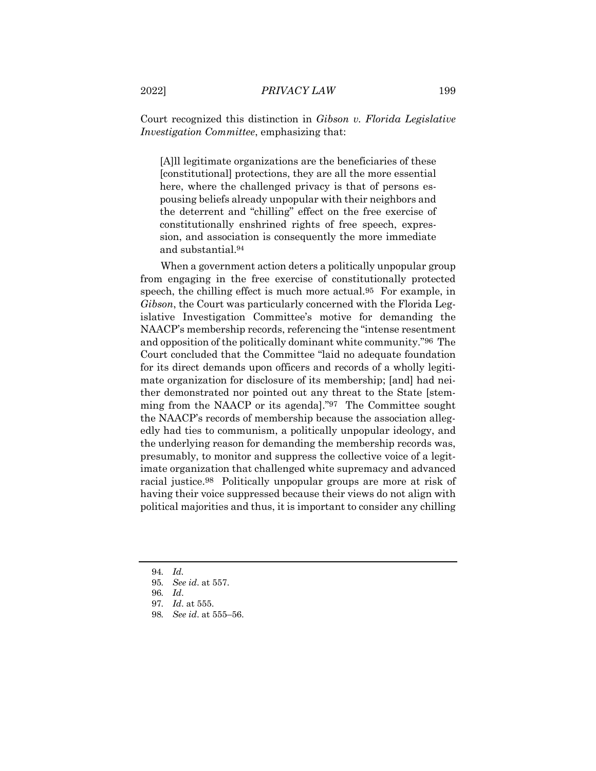Court recognized this distinction in *Gibson v. Florida Legislative Investigation Committee*, emphasizing that:

> [A]ll legitimate organizations are the beneficiaries of these [constitutional] protections, they are all the more essential here, where the challenged privacy is that of persons espousing beliefs already unpopular with their neighbors and the deterrent and "chilling" effect on the free exercise of constitutionally enshrined rights of free speech, expression, and association is consequently the more immediate and substantial.[94]

When a government action deters a politically unpopular group from engaging in the free exercise of constitutionally protected speech, the chilling effect is much more actual.[95] For example, in *Gibson*, the Court was particularly concerned with the Florida Legislative Investigation Committee's motive for demanding the NAACP's membership records, referencing the "intense resentment and opposition of the politically dominant white community."[96] The Court concluded that the Committee "laid no adequate foundation for its direct demands upon officers and records of a wholly legitimate organization for disclosure of its membership; [and] had neither demonstrated nor pointed out any threat to the State [stemming from the NAACP or its agenda]."[97] The Committee sought the NAACP's records of membership because the association allegedly had ties to communism, a politically unpopular ideology, and the underlying reason for demanding the membership records was, presumably, to monitor and suppress the collective voice of a legitimate organization that challenged white supremacy and advanced racial justice.[98] Politically unpopular groups are more at risk of having their voice suppressed because their views do not align with political majorities and thus, it is important to consider any chilling

---

94. *Id.*
95. *See id.* at 557.
96. *Id.*
97. *Id.* at 555.
98. *See id.* at 555–56.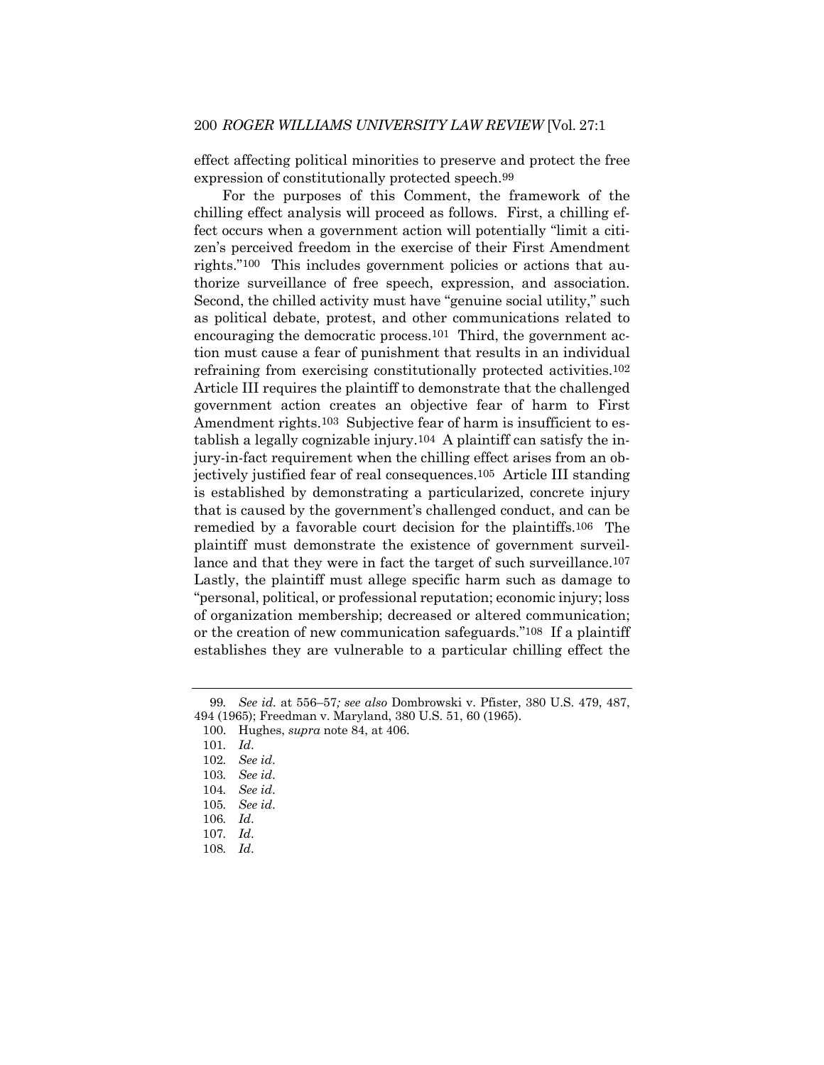effect affecting political minorities to preserve and protect the free expression of constitutionally protected speech.[99]

For the purposes of this Comment, the framework of the chilling effect analysis will proceed as follows. First, a chilling effect occurs when a government action will potentially "limit a citizen's perceived freedom in the exercise of their First Amendment rights."[100] This includes government policies or actions that authorize surveillance of free speech, expression, and association. Second, the chilled activity must have "genuine social utility," such as political debate, protest, and other communications related to encouraging the democratic process.[101] Third, the government action must cause a fear of punishment that results in an individual refraining from exercising constitutionally protected activities.[102] Article III requires the plaintiff to demonstrate that the challenged government action creates an objective fear of harm to First Amendment rights.[103] Subjective fear of harm is insufficient to establish a legally cognizable injury.[104] A plaintiff can satisfy the injury-in-fact requirement when the chilling effect arises from an objectively justified fear of real consequences.[105] Article III standing is established by demonstrating a particularized, concrete injury that is caused by the government's challenged conduct, and can be remedied by a favorable court decision for the plaintiffs.[106] The plaintiff must demonstrate the existence of government surveillance and that they were in fact the target of such surveillance.[107] Lastly, the plaintiff must allege specific harm such as damage to "personal, political, or professional reputation; economic injury; loss of organization membership; decreased or altered communication; or the creation of new communication safeguards."[108] If a plaintiff establishes they are vulnerable to a particular chilling effect the

---

99. *See id.* at 556–57*; see also* Dombrowski v. Pfister, 380 U.S. 479, 487, 494 (1965); Freedman v. Maryland, 380 U.S. 51, 60 (1965).

100. Hughes, *supra* note 84, at 406.

101. *Id*.

102. *See id*.

103. *See id*.

104. *See id*.

105. *See id*.

106. *Id*.

107. *Id*.

108. *Id*.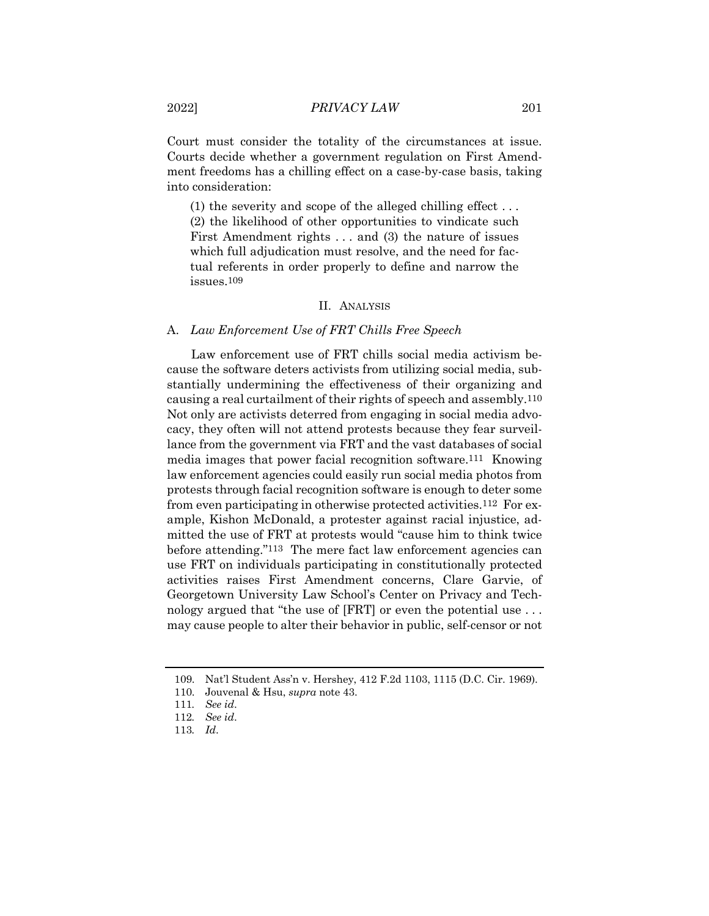Court must consider the totality of the circumstances at issue. Courts decide whether a government regulation on First Amendment freedoms has a chilling effect on a case-by-case basis, taking into consideration:

> (1) the severity and scope of the alleged chilling effect . . . (2) the likelihood of other opportunities to vindicate such First Amendment rights . . . and (3) the nature of issues which full adjudication must resolve, and the need for factual referents in order properly to define and narrow the issues.[109]

## II. Analysis

### A. *Law Enforcement Use of FRT Chills Free Speech*

Law enforcement use of FRT chills social media activism because the software deters activists from utilizing social media, substantially undermining the effectiveness of their organizing and causing a real curtailment of their rights of speech and assembly.[110] Not only are activists deterred from engaging in social media advocacy, they often will not attend protests because they fear surveillance from the government via FRT and the vast databases of social media images that power facial recognition software.[111] Knowing law enforcement agencies could easily run social media photos from protests through facial recognition software is enough to deter some from even participating in otherwise protected activities.[112] For example, Kishon McDonald, a protester against racial injustice, admitted the use of FRT at protests would "cause him to think twice before attending."[113] The mere fact law enforcement agencies can use FRT on individuals participating in constitutionally protected activities raises First Amendment concerns, Clare Garvie, of Georgetown University Law School's Center on Privacy and Technology argued that "the use of [FRT] or even the potential use . . . may cause people to alter their behavior in public, self-censor or not

---

109. Nat'l Student Ass'n v. Hershey, 412 F.2d 1103, 1115 (D.C. Cir. 1969).

110. Jouvenal & Hsu, *supra* note 43.

111. *See id*.

112. *See id*.

113. *Id*.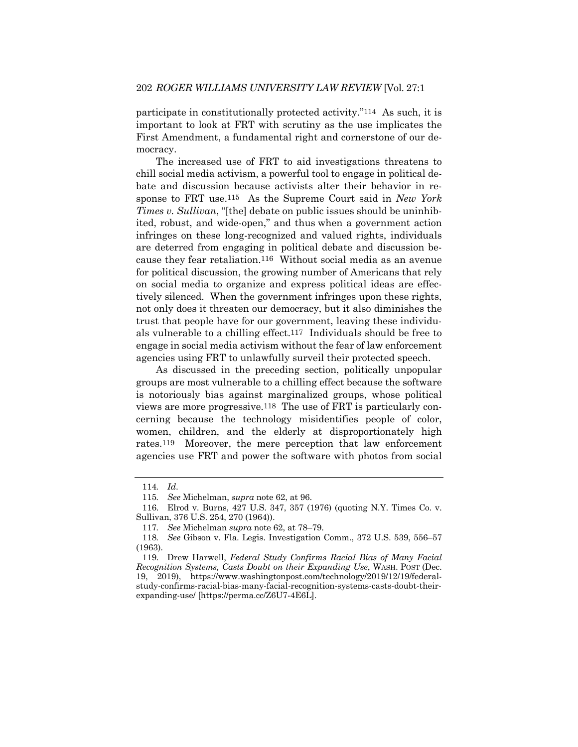participate in constitutionally protected activity."[114] As such, it is important to look at FRT with scrutiny as the use implicates the First Amendment, a fundamental right and cornerstone of our democracy.

The increased use of FRT to aid investigations threatens to chill social media activism, a powerful tool to engage in political debate and discussion because activists alter their behavior in response to FRT use.[115] As the Supreme Court said in *New York Times v. Sullivan*, "[the] debate on public issues should be uninhibited, robust, and wide-open," and thus when a government action infringes on these long-recognized and valued rights, individuals are deterred from engaging in political debate and discussion because they fear retaliation.[116] Without social media as an avenue for political discussion, the growing number of Americans that rely on social media to organize and express political ideas are effectively silenced. When the government infringes upon these rights, not only does it threaten our democracy, but it also diminishes the trust that people have for our government, leaving these individuals vulnerable to a chilling effect.[117] Individuals should be free to engage in social media activism without the fear of law enforcement agencies using FRT to unlawfully surveil their protected speech.

As discussed in the preceding section, politically unpopular groups are most vulnerable to a chilling effect because the software is notoriously bias against marginalized groups, whose political views are more progressive.[118] The use of FRT is particularly concerning because the technology misidentifies people of color, women, children, and the elderly at disproportionately high rates.[119] Moreover, the mere perception that law enforcement agencies use FRT and power the software with photos from social

---

114. *Id*.

115. *See* Michelman, *supra* note 62, at 96.

116. Elrod v. Burns, 427 U.S. 347, 357 (1976) (quoting N.Y. Times Co. v. Sullivan, 376 U.S. 254, 270 (1964)).

117. *See* Michelman *supra* note 62, at 78–79.

118. *See* Gibson v. Fla. Legis. Investigation Comm., 372 U.S. 539, 556–57 (1963).

119. Drew Harwell, *Federal Study Confirms Racial Bias of Many Facial Recognition Systems, Casts Doubt on their Expanding Use*, WASH. POST (Dec. 19, 2019), https://www.washingtonpost.com/technology/2019/12/19/federal-study-confirms-racial-bias-many-facial-recognition-systems-casts-doubt-their-expanding-use/ [https://perma.cc/Z6U7-4E6L].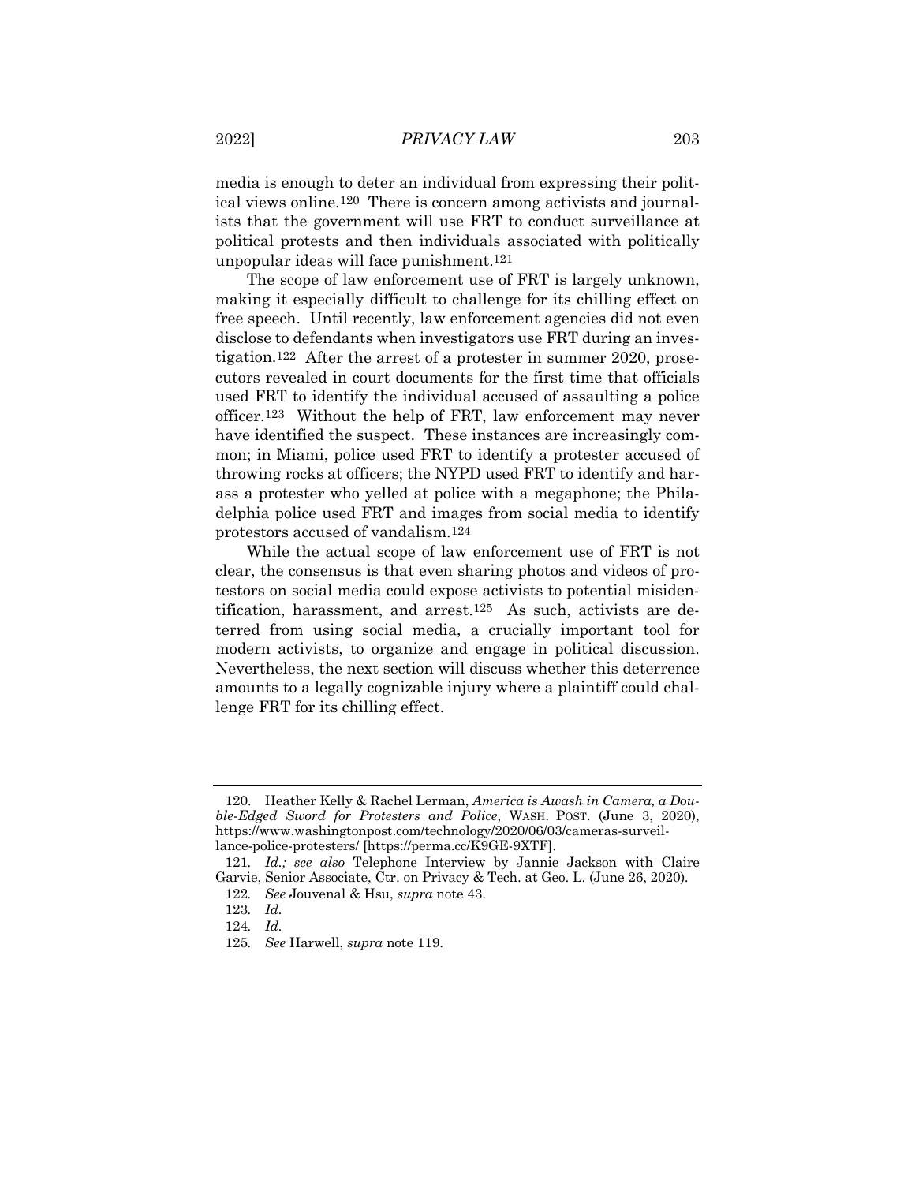media is enough to deter an individual from expressing their political views online.[120] There is concern among activists and journalists that the government will use FRT to conduct surveillance at political protests and then individuals associated with politically unpopular ideas will face punishment.[121]

The scope of law enforcement use of FRT is largely unknown, making it especially difficult to challenge for its chilling effect on free speech. Until recently, law enforcement agencies did not even disclose to defendants when investigators use FRT during an investigation.[122] After the arrest of a protester in summer 2020, prosecutors revealed in court documents for the first time that officials used FRT to identify the individual accused of assaulting a police officer.[123] Without the help of FRT, law enforcement may never have identified the suspect. These instances are increasingly common; in Miami, police used FRT to identify a protester accused of throwing rocks at officers; the NYPD used FRT to identify and harass a protester who yelled at police with a megaphone; the Philadelphia police used FRT and images from social media to identify protestors accused of vandalism.[124]

While the actual scope of law enforcement use of FRT is not clear, the consensus is that even sharing photos and videos of protestors on social media could expose activists to potential misidentification, harassment, and arrest.[125] As such, activists are deterred from using social media, a crucially important tool for modern activists, to organize and engage in political discussion. Nevertheless, the next section will discuss whether this deterrence amounts to a legally cognizable injury where a plaintiff could challenge FRT for its chilling effect.

---

120. Heather Kelly & Rachel Lerman, *America is Awash in Camera, a Double-Edged Sword for Protesters and Police*, WASH. POST. (June 3, 2020), https://www.washingtonpost.com/technology/2020/06/03/cameras-surveillance-police-protesters/ [https://perma.cc/K9GE-9XTF].

121. *Id.; see also* Telephone Interview by Jannie Jackson with Claire Garvie, Senior Associate, Ctr. on Privacy & Tech. at Geo. L. (June 26, 2020).

122. *See* Jouvenal & Hsu, *supra* note 43.

123. *Id.*

124. *Id.*

125. *See* Harwell, *supra* note 119.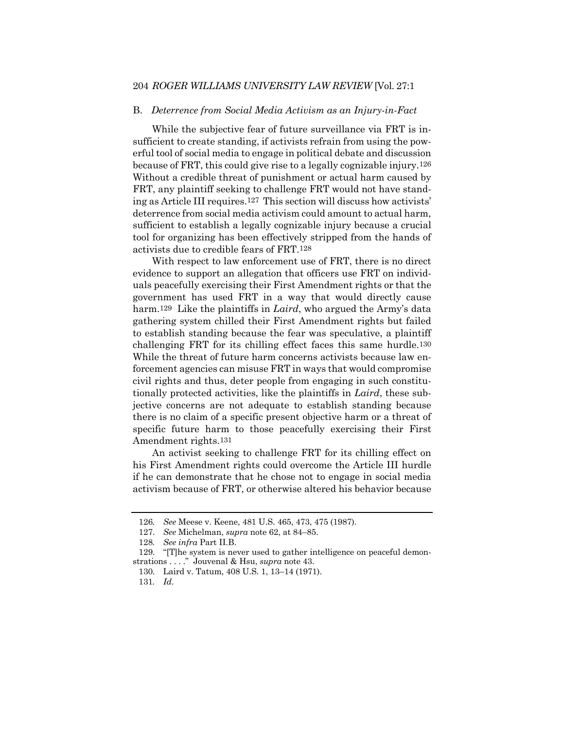## B. *Deterrence from Social Media Activism as an Injury-in-Fact*

While the subjective fear of future surveillance via FRT is insufficient to create standing, if activists refrain from using the powerful tool of social media to engage in political debate and discussion because of FRT, this could give rise to a legally cognizable injury.[126] Without a credible threat of punishment or actual harm caused by FRT, any plaintiff seeking to challenge FRT would not have standing as Article III requires.[127] This section will discuss how activists' deterrence from social media activism could amount to actual harm, sufficient to establish a legally cognizable injury because a crucial tool for organizing has been effectively stripped from the hands of activists due to credible fears of FRT.[128]

With respect to law enforcement use of FRT, there is no direct evidence to support an allegation that officers use FRT on individuals peacefully exercising their First Amendment rights or that the government has used FRT in a way that would directly cause harm.[129] Like the plaintiffs in *Laird*, who argued the Army's data gathering system chilled their First Amendment rights but failed to establish standing because the fear was speculative, a plaintiff challenging FRT for its chilling effect faces this same hurdle.[130] While the threat of future harm concerns activists because law enforcement agencies can misuse FRT in ways that would compromise civil rights and thus, deter people from engaging in such constitutionally protected activities, like the plaintiffs in *Laird*, these subjective concerns are not adequate to establish standing because there is no claim of a specific present objective harm or a threat of specific future harm to those peacefully exercising their First Amendment rights.[131]

An activist seeking to challenge FRT for its chilling effect on his First Amendment rights could overcome the Article III hurdle if he can demonstrate that he chose not to engage in social media activism because of FRT, or otherwise altered his behavior because

---

126. *See* Meese v. Keene, 481 U.S. 465, 473, 475 (1987).

127. *See* Michelman, *supra* note 62, at 84–85.

128. *See infra* Part II.B.

129. "[T]he system is never used to gather intelligence on peaceful demonstrations . . . ." Jouvenal & Hsu, *supra* note 43.

130. Laird v. Tatum, 408 U.S. 1, 13–14 (1971).

131. *Id*.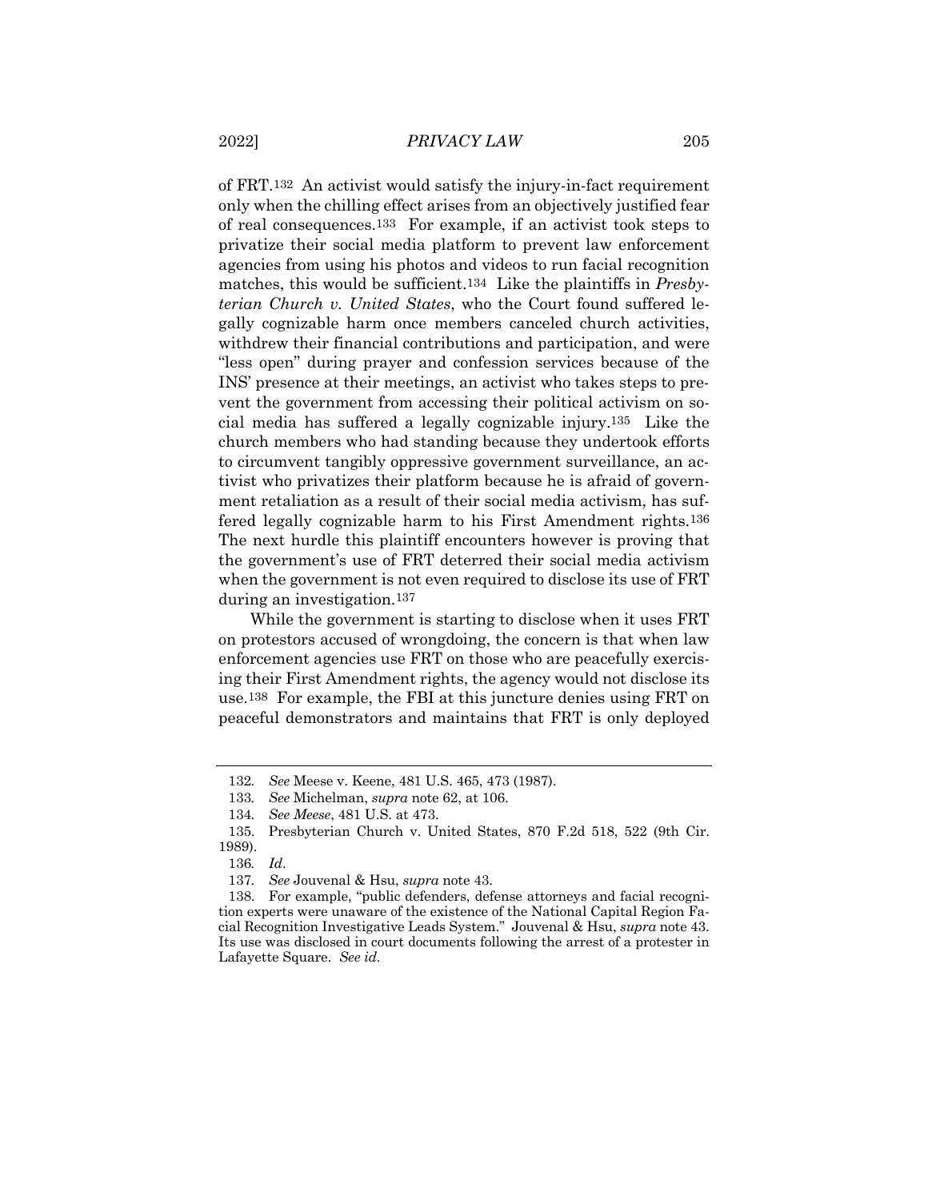of FRT.[132] An activist would satisfy the injury-in-fact requirement only when the chilling effect arises from an objectively justified fear of real consequences.[133] For example, if an activist took steps to privatize their social media platform to prevent law enforcement agencies from using his photos and videos to run facial recognition matches, this would be sufficient.[134] Like the plaintiffs in *Presbyterian Church v. United States*, who the Court found suffered legally cognizable harm once members canceled church activities, withdrew their financial contributions and participation, and were "less open" during prayer and confession services because of the INS' presence at their meetings, an activist who takes steps to prevent the government from accessing their political activism on social media has suffered a legally cognizable injury.[135] Like the church members who had standing because they undertook efforts to circumvent tangibly oppressive government surveillance, an activist who privatizes their platform because he is afraid of government retaliation as a result of their social media activism, has suffered legally cognizable harm to his First Amendment rights.[136] The next hurdle this plaintiff encounters however is proving that the government's use of FRT deterred their social media activism when the government is not even required to disclose its use of FRT during an investigation.[137]

While the government is starting to disclose when it uses FRT on protestors accused of wrongdoing, the concern is that when law enforcement agencies use FRT on those who are peacefully exercising their First Amendment rights, the agency would not disclose its use.[138] For example, the FBI at this juncture denies using FRT on peaceful demonstrators and maintains that FRT is only deployed

---

132. *See* Meese v. Keene, 481 U.S. 465, 473 (1987).

133. *See* Michelman, *supra* note 62, at 106.

134. *See Meese*, 481 U.S. at 473.

135. Presbyterian Church v. United States, 870 F.2d 518, 522 (9th Cir. 1989).

136. *Id*.

137. *See* Jouvenal & Hsu, *supra* note 43.

138. For example, "public defenders, defense attorneys and facial recognition experts were unaware of the existence of the National Capital Region Facial Recognition Investigative Leads System." Jouvenal & Hsu, *supra* note 43. Its use was disclosed in court documents following the arrest of a protester in Lafayette Square. *See id*.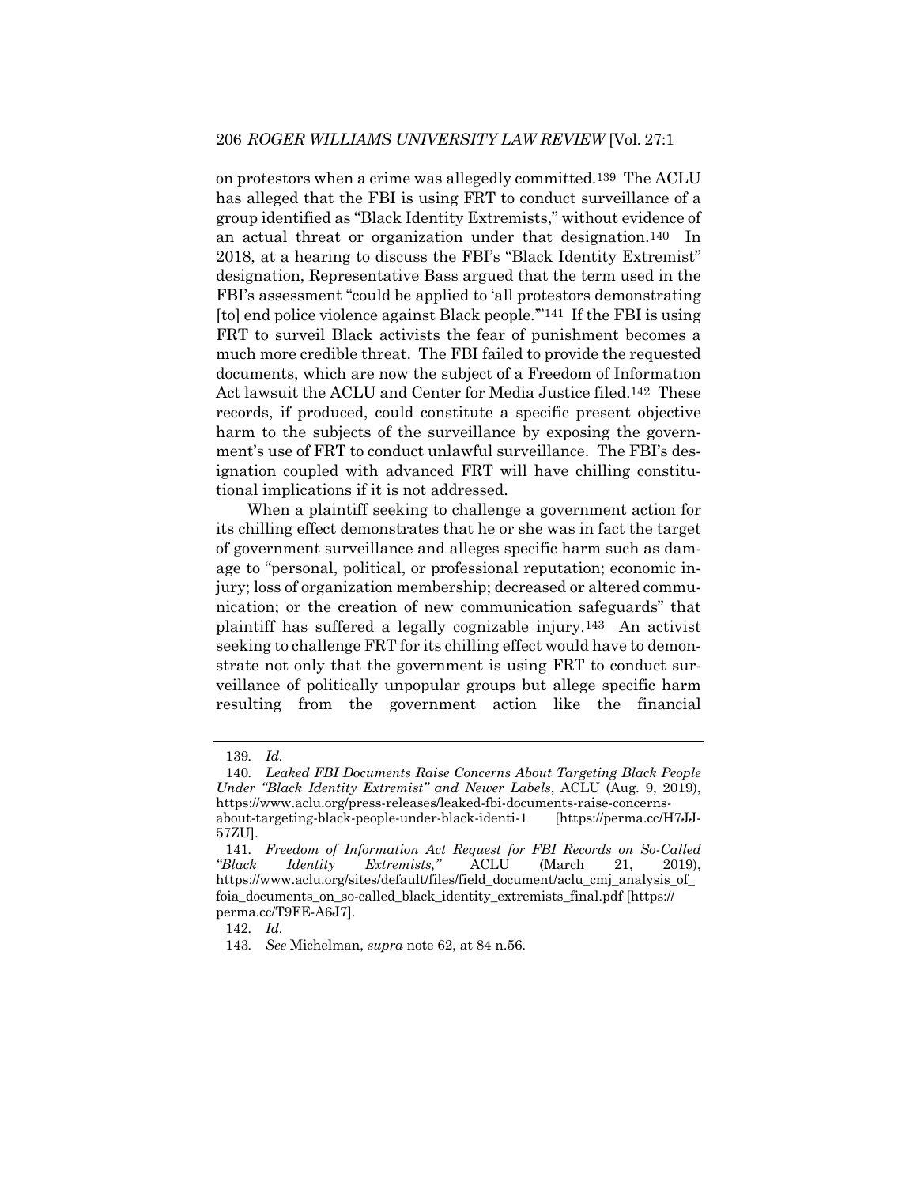on protestors when a crime was allegedly committed.[139] The ACLU has alleged that the FBI is using FRT to conduct surveillance of a group identified as "Black Identity Extremists," without evidence of an actual threat or organization under that designation.[140] In 2018, at a hearing to discuss the FBI's "Black Identity Extremist" designation, Representative Bass argued that the term used in the FBI's assessment "could be applied to 'all protestors demonstrating [to] end police violence against Black people.'"[141] If the FBI is using FRT to surveil Black activists the fear of punishment becomes a much more credible threat. The FBI failed to provide the requested documents, which are now the subject of a Freedom of Information Act lawsuit the ACLU and Center for Media Justice filed.[142] These records, if produced, could constitute a specific present objective harm to the subjects of the surveillance by exposing the government's use of FRT to conduct unlawful surveillance. The FBI's designation coupled with advanced FRT will have chilling constitutional implications if it is not addressed.

When a plaintiff seeking to challenge a government action for its chilling effect demonstrates that he or she was in fact the target of government surveillance and alleges specific harm such as damage to "personal, political, or professional reputation; economic injury; loss of organization membership; decreased or altered communication; or the creation of new communication safeguards" that plaintiff has suffered a legally cognizable injury.[143] An activist seeking to challenge FRT for its chilling effect would have to demonstrate not only that the government is using FRT to conduct surveillance of politically unpopular groups but allege specific harm resulting from the government action like the financial

---

139. *Id.*

140. *Leaked FBI Documents Raise Concerns About Targeting Black People Under "Black Identity Extremist" and Newer Labels*, ACLU (Aug. 9, 2019), https://www.aclu.org/press-releases/leaked-fbi-documents-raise-concerns-about-targeting-black-people-under-black-identi-1 [https://perma.cc/H7JJ-57ZU].

141. *Freedom of Information Act Request for FBI Records on So-Called "Black Identity Extremists,"* ACLU (March 21, 2019), https://www.aclu.org/sites/default/files/field_document/aclu_cmj_analysis_of_foia_documents_on_so-called_black_identity_extremists_final.pdf [https://perma.cc/T9FE-A6J7].

142. *Id.*

143. *See* Michelman, *supra* note 62, at 84 n.56.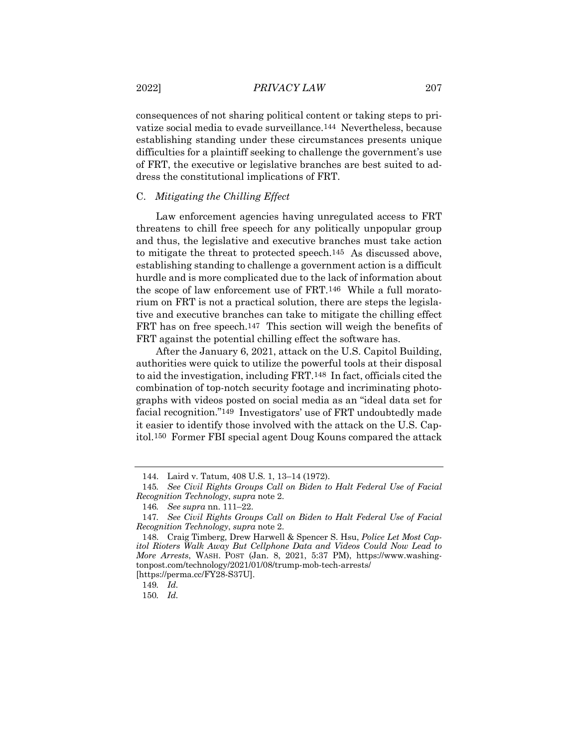consequences of not sharing political content or taking steps to privatize social media to evade surveillance.[144] Nevertheless, because establishing standing under these circumstances presents unique difficulties for a plaintiff seeking to challenge the government's use of FRT, the executive or legislative branches are best suited to address the constitutional implications of FRT.

### C. *Mitigating the Chilling Effect*

Law enforcement agencies having unregulated access to FRT threatens to chill free speech for any politically unpopular group and thus, the legislative and executive branches must take action to mitigate the threat to protected speech.[145] As discussed above, establishing standing to challenge a government action is a difficult hurdle and is more complicated due to the lack of information about the scope of law enforcement use of FRT.[146] While a full moratorium on FRT is not a practical solution, there are steps the legislative and executive branches can take to mitigate the chilling effect FRT has on free speech.[147] This section will weigh the benefits of FRT against the potential chilling effect the software has.

After the January 6, 2021, attack on the U.S. Capitol Building, authorities were quick to utilize the powerful tools at their disposal to aid the investigation, including FRT.[148] In fact, officials cited the combination of top-notch security footage and incriminating photographs with videos posted on social media as an "ideal data set for facial recognition."[149] Investigators' use of FRT undoubtedly made it easier to identify those involved with the attack on the U.S. Capitol.[150] Former FBI special agent Doug Kouns compared the attack

---

144. Laird v. Tatum, 408 U.S. 1, 13–14 (1972).

145. *See Civil Rights Groups Call on Biden to Halt Federal Use of Facial Recognition Technology*, *supra* note 2.

146. *See supra* nn. 111–22.

147. *See Civil Rights Groups Call on Biden to Halt Federal Use of Facial Recognition Technology*, *supra* note 2.

148. Craig Timberg, Drew Harwell & Spencer S. Hsu, *Police Let Most Capitol Rioters Walk Away But Cellphone Data and Videos Could Now Lead to More Arrests*, WASH. POST (Jan. 8, 2021, 5:37 PM), https://www.washingtonpost.com/technology/2021/01/08/trump-mob-tech-arrests/ [https://perma.cc/FY28-S37U].

149. *Id.*

150. *Id.*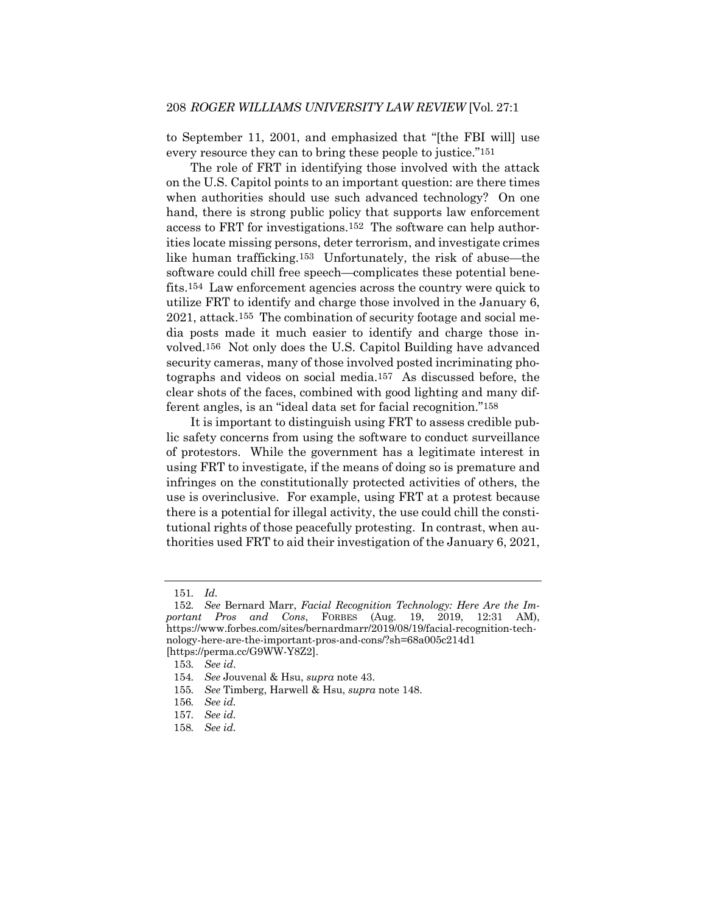to September 11, 2001, and emphasized that "[the FBI will] use every resource they can to bring these people to justice."[151]

The role of FRT in identifying those involved with the attack on the U.S. Capitol points to an important question: are there times when authorities should use such advanced technology? On one hand, there is strong public policy that supports law enforcement access to FRT for investigations.[152] The software can help authorities locate missing persons, deter terrorism, and investigate crimes like human trafficking.[153] Unfortunately, the risk of abuse—the software could chill free speech—complicates these potential benefits.[154] Law enforcement agencies across the country were quick to utilize FRT to identify and charge those involved in the January 6, 2021, attack.[155] The combination of security footage and social media posts made it much easier to identify and charge those involved.[156] Not only does the U.S. Capitol Building have advanced security cameras, many of those involved posted incriminating photographs and videos on social media.[157] As discussed before, the clear shots of the faces, combined with good lighting and many different angles, is an "ideal data set for facial recognition."[158]

It is important to distinguish using FRT to assess credible public safety concerns from using the software to conduct surveillance of protestors. While the government has a legitimate interest in using FRT to investigate, if the means of doing so is premature and infringes on the constitutionally protected activities of others, the use is overinclusive. For example, using FRT at a protest because there is a potential for illegal activity, the use could chill the constitutional rights of those peacefully protesting. In contrast, when authorities used FRT to aid their investigation of the January 6, 2021,

---

151. *Id.*

152. *See* Bernard Marr, *Facial Recognition Technology: Here Are the Important Pros and Cons*, FORBES (Aug. 19, 2019, 12:31 AM), https://www.forbes.com/sites/bernardmarr/2019/08/19/facial-recognition-technology-here-are-the-important-pros-and-cons/?sh=68a005c214d1 [https://perma.cc/G9WW-Y8Z2].

153. *See id*.

154. *See* Jouvenal & Hsu, *supra* note 43.

155. *See* Timberg, Harwell & Hsu, *supra* note 148.

156. *See id.*

157. *See id.*

158. *See id.*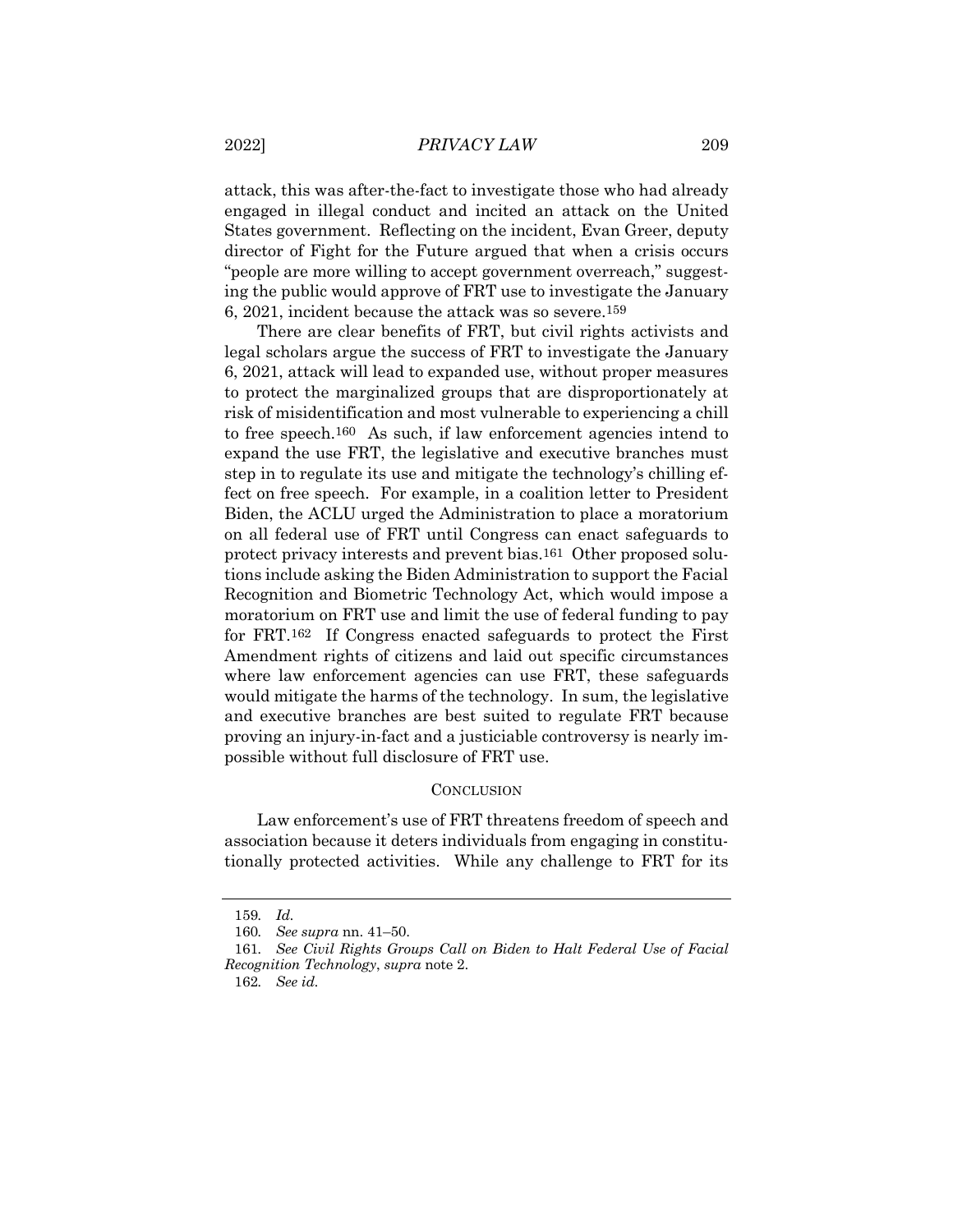attack, this was after-the-fact to investigate those who had already engaged in illegal conduct and incited an attack on the United States government. Reflecting on the incident, Evan Greer, deputy director of Fight for the Future argued that when a crisis occurs "people are more willing to accept government overreach," suggesting the public would approve of FRT use to investigate the January 6, 2021, incident because the attack was so severe.[159]

There are clear benefits of FRT, but civil rights activists and legal scholars argue the success of FRT to investigate the January 6, 2021, attack will lead to expanded use, without proper measures to protect the marginalized groups that are disproportionately at risk of misidentification and most vulnerable to experiencing a chill to free speech.[160] As such, if law enforcement agencies intend to expand the use FRT, the legislative and executive branches must step in to regulate its use and mitigate the technology's chilling effect on free speech. For example, in a coalition letter to President Biden, the ACLU urged the Administration to place a moratorium on all federal use of FRT until Congress can enact safeguards to protect privacy interests and prevent bias.[161] Other proposed solutions include asking the Biden Administration to support the Facial Recognition and Biometric Technology Act, which would impose a moratorium on FRT use and limit the use of federal funding to pay for FRT.[162] If Congress enacted safeguards to protect the First Amendment rights of citizens and laid out specific circumstances where law enforcement agencies can use FRT, these safeguards would mitigate the harms of the technology. In sum, the legislative and executive branches are best suited to regulate FRT because proving an injury-in-fact and a justiciable controversy is nearly impossible without full disclosure of FRT use.

## CONCLUSION

Law enforcement's use of FRT threatens freedom of speech and association because it deters individuals from engaging in constitutionally protected activities. While any challenge to FRT for its

---

159. *Id.*

160. *See supra* nn. 41–50.

161. *See Civil Rights Groups Call on Biden to Halt Federal Use of Facial Recognition Technology*, *supra* note 2.

162. *See id.*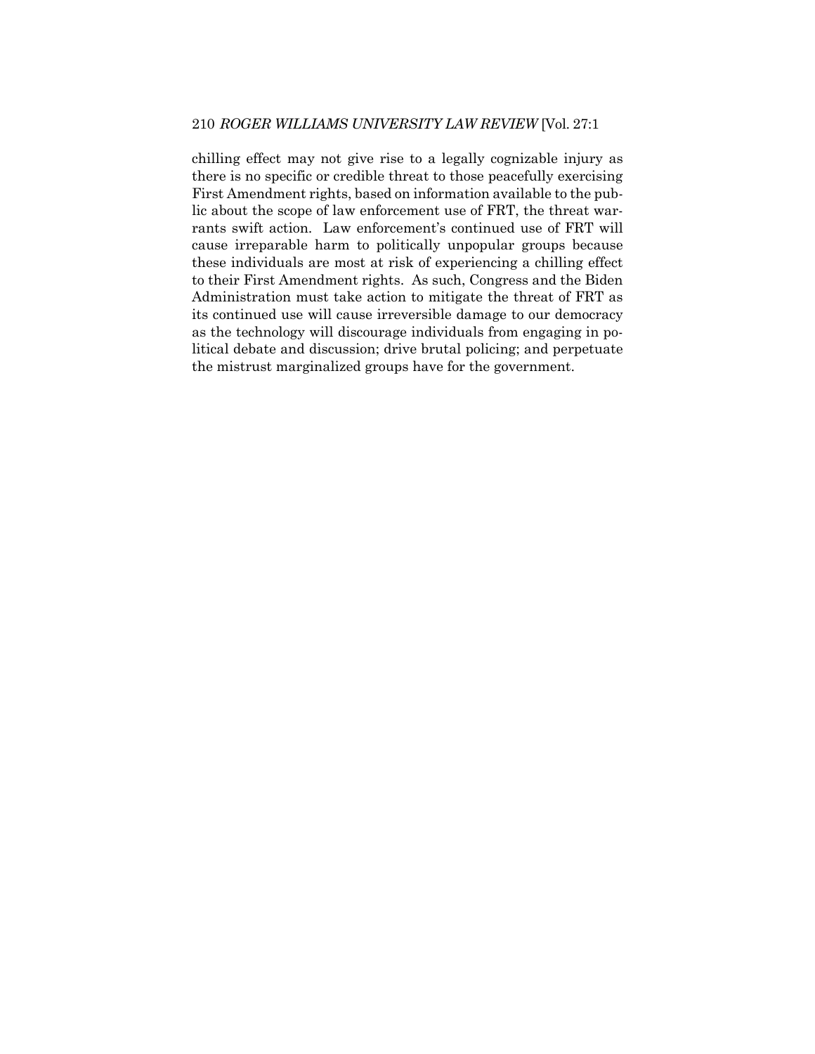chilling effect may not give rise to a legally cognizable injury as there is no specific or credible threat to those peacefully exercising First Amendment rights, based on information available to the public about the scope of law enforcement use of FRT, the threat warrants swift action. Law enforcement's continued use of FRT will cause irreparable harm to politically unpopular groups because these individuals are most at risk of experiencing a chilling effect to their First Amendment rights. As such, Congress and the Biden Administration must take action to mitigate the threat of FRT as its continued use will cause irreversible damage to our democracy as the technology will discourage individuals from engaging in political debate and discussion; drive brutal policing; and perpetuate the mistrust marginalized groups have for the government.